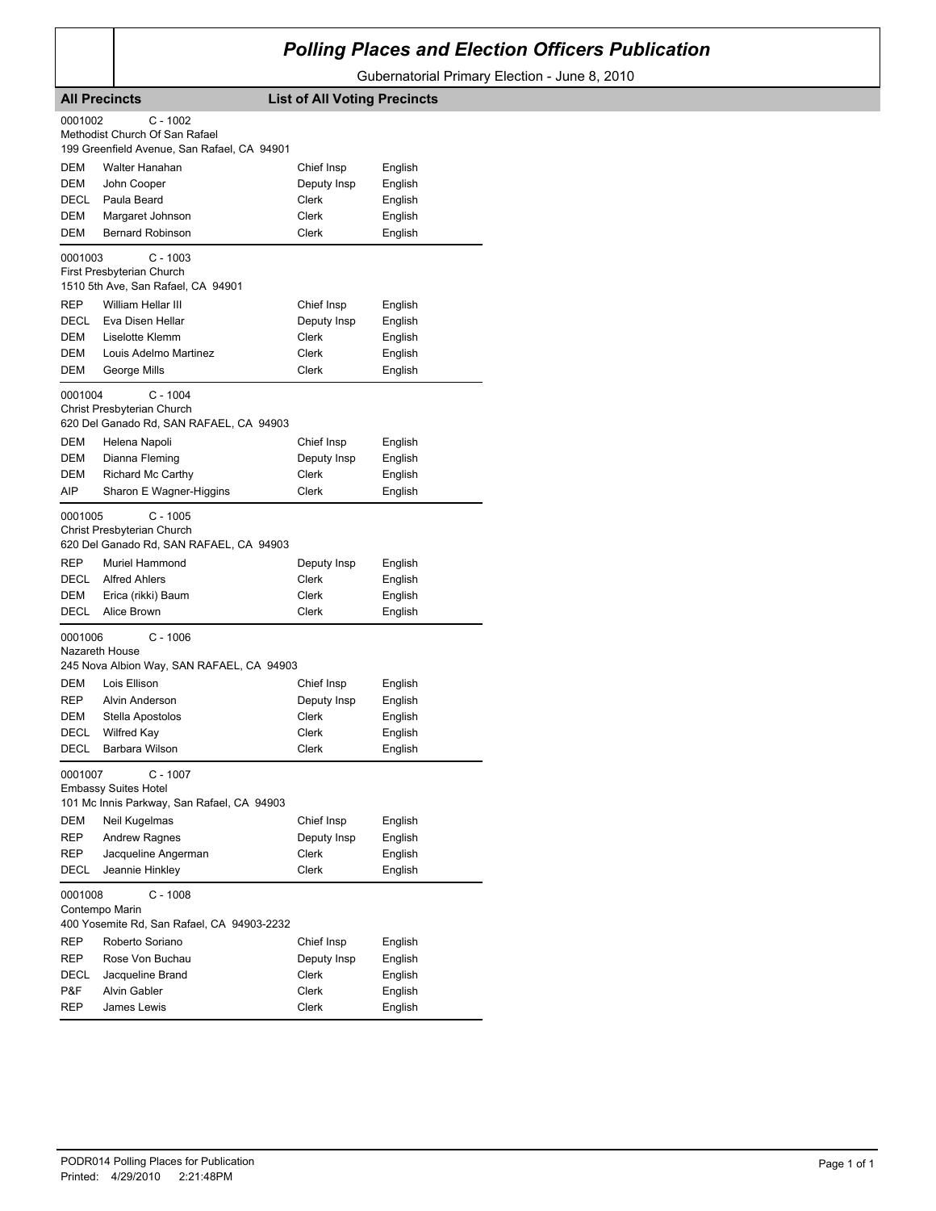# Polling Places and Election Officers Publication

Gubernatorial Primary Election - June 8, 2010

**All Precincts** **List of All Voting Precincts**

0001002 C - 1002
Methodist Church Of San Rafael
199 Greenfield Avenue, San Rafael, CA 94901

| | | | |
|---|---|---|---|
| DEM | Walter Hanahan | Chief Insp | English |
| DEM | John Cooper | Deputy Insp | English |
| DECL | Paula Beard | Clerk | English |
| DEM | Margaret Johnson | Clerk | English |
| DEM | Bernard Robinson | Clerk | English |

0001003 C - 1003
First Presbyterian Church
1510 5th Ave, San Rafael, CA 94901

| | | | |
|---|---|---|---|
| REP | William Hellar III | Chief Insp | English |
| DECL | Eva Disen Hellar | Deputy Insp | English |
| DEM | Liselotte Klemm | Clerk | English |
| DEM | Louis Adelmo Martinez | Clerk | English |
| DEM | George Mills | Clerk | English |

0001004 C - 1004
Christ Presbyterian Church
620 Del Ganado Rd, SAN RAFAEL, CA 94903

| | | | |
|---|---|---|---|
| DEM | Helena Napoli | Chief Insp | English |
| DEM | Dianna Fleming | Deputy Insp | English |
| DEM | Richard Mc Carthy | Clerk | English |
| AIP | Sharon E Wagner-Higgins | Clerk | English |

0001005 C - 1005
Christ Presbyterian Church
620 Del Ganado Rd, SAN RAFAEL, CA 94903

| | | | |
|---|---|---|---|
| REP | Muriel Hammond | Deputy Insp | English |
| DECL | Alfred Ahlers | Clerk | English |
| DEM | Erica (rikki) Baum | Clerk | English |
| DECL | Alice Brown | Clerk | English |

0001006 C - 1006
Nazareth House
245 Nova Albion Way, SAN RAFAEL, CA 94903

| | | | |
|---|---|---|---|
| DEM | Lois Ellison | Chief Insp | English |
| REP | Alvin Anderson | Deputy Insp | English |
| DEM | Stella Apostolos | Clerk | English |
| DECL | Wilfred Kay | Clerk | English |
| DECL | Barbara Wilson | Clerk | English |

0001007 C - 1007
Embassy Suites Hotel
101 Mc Innis Parkway, San Rafael, CA 94903

| | | | |
|---|---|---|---|
| DEM | Neil Kugelmas | Chief Insp | English |
| REP | Andrew Ragnes | Deputy Insp | English |
| REP | Jacqueline Angerman | Clerk | English |
| DECL | Jeannie Hinkley | Clerk | English |

0001008 C - 1008
Contempo Marin
400 Yosemite Rd, San Rafael, CA 94903-2232

| | | | |
|---|---|---|---|
| REP | Roberto Soriano | Chief Insp | English |
| REP | Rose Von Buchau | Deputy Insp | English |
| DECL | Jacqueline Brand | Clerk | English |
| P&F | Alvin Gabler | Clerk | English |
| REP | James Lewis | Clerk | English |

PODR014 Polling Places for Publication
Printed: 4/29/2010 2:21:48PM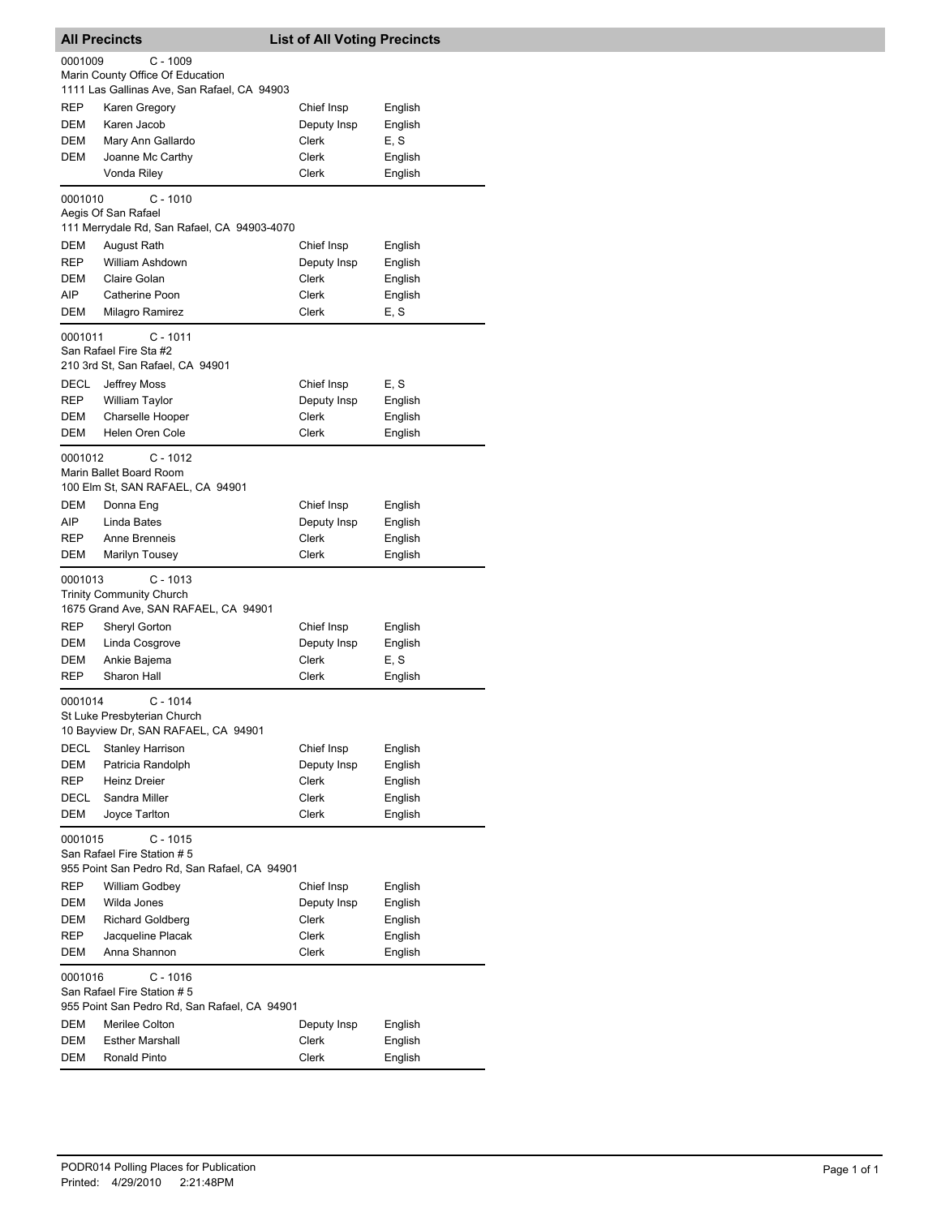## All Precincts — List of All Voting Precincts

0001009 C - 1009
Marin County Office Of Education
1111 Las Gallinas Ave, San Rafael, CA 94903

| | | | |
|---|---|---|---|
| REP | Karen Gregory | Chief Insp | English |
| DEM | Karen Jacob | Deputy Insp | English |
| DEM | Mary Ann Gallardo | Clerk | E, S |
| DEM | Joanne Mc Carthy | Clerk | English |
| | Vonda Riley | Clerk | English |

0001010 C - 1010
Aegis Of San Rafael
111 Merrydale Rd, San Rafael, CA 94903-4070

| | | | |
|---|---|---|---|
| DEM | August Rath | Chief Insp | English |
| REP | William Ashdown | Deputy Insp | English |
| DEM | Claire Golan | Clerk | English |
| AIP | Catherine Poon | Clerk | English |
| DEM | Milagro Ramirez | Clerk | E, S |

0001011 C - 1011
San Rafael Fire Sta #2
210 3rd St, San Rafael, CA 94901

| | | | |
|---|---|---|---|
| DECL | Jeffrey Moss | Chief Insp | E, S |
| REP | William Taylor | Deputy Insp | English |
| DEM | Charselle Hooper | Clerk | English |
| DEM | Helen Oren Cole | Clerk | English |

0001012 C - 1012
Marin Ballet Board Room
100 Elm St, SAN RAFAEL, CA 94901

| | | | |
|---|---|---|---|
| DEM | Donna Eng | Chief Insp | English |
| AIP | Linda Bates | Deputy Insp | English |
| REP | Anne Brenneis | Clerk | English |
| DEM | Marilyn Tousey | Clerk | English |

0001013 C - 1013
Trinity Community Church
1675 Grand Ave, SAN RAFAEL, CA 94901

| | | | |
|---|---|---|---|
| REP | Sheryl Gorton | Chief Insp | English |
| DEM | Linda Cosgrove | Deputy Insp | English |
| DEM | Ankie Bajema | Clerk | E, S |
| REP | Sharon Hall | Clerk | English |

0001014 C - 1014
St Luke Presbyterian Church
10 Bayview Dr, SAN RAFAEL, CA 94901

| | | | |
|---|---|---|---|
| DECL | Stanley Harrison | Chief Insp | English |
| DEM | Patricia Randolph | Deputy Insp | English |
| REP | Heinz Dreier | Clerk | English |
| DECL | Sandra Miller | Clerk | English |
| DEM | Joyce Tarlton | Clerk | English |

0001015 C - 1015
San Rafael Fire Station # 5
955 Point San Pedro Rd, San Rafael, CA 94901

| | | | |
|---|---|---|---|
| REP | William Godbey | Chief Insp | English |
| DEM | Wilda Jones | Deputy Insp | English |
| DEM | Richard Goldberg | Clerk | English |
| REP | Jacqueline Placak | Clerk | English |
| DEM | Anna Shannon | Clerk | English |

0001016 C - 1016
San Rafael Fire Station # 5
955 Point San Pedro Rd, San Rafael, CA 94901

| | | | |
|---|---|---|---|
| DEM | Merilee Colton | Deputy Insp | English |
| DEM | Esther Marshall | Clerk | English |
| DEM | Ronald Pinto | Clerk | English |

PODR014 Polling Places for Publication
Printed: 4/29/2010 2:21:48PM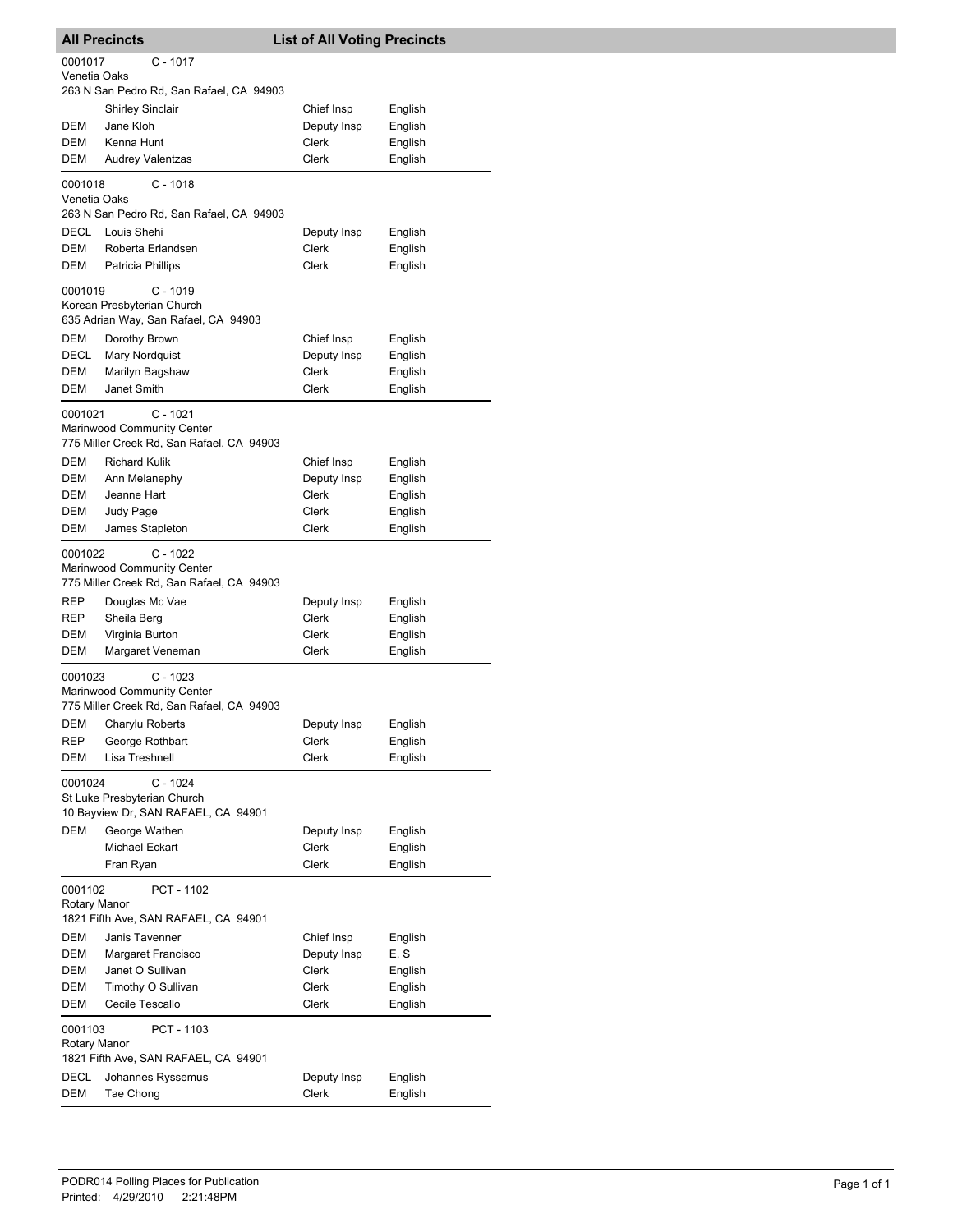## All Precincts — List of All Voting Precincts

**0001017 — C - 1017**
Venetia Oaks
263 N San Pedro Rd, San Rafael, CA 94903

| Party | Name | Position | Language |
|---|---|---|---|
| | Shirley Sinclair | Chief Insp | English |
| DEM | Jane Kloh | Deputy Insp | English |
| DEM | Kenna Hunt | Clerk | English |
| DEM | Audrey Valentzas | Clerk | English |

**0001018 — C - 1018**
Venetia Oaks
263 N San Pedro Rd, San Rafael, CA 94903

| Party | Name | Position | Language |
|---|---|---|---|
| DECL | Louis Shehi | Deputy Insp | English |
| DEM | Roberta Erlandsen | Clerk | English |
| DEM | Patricia Phillips | Clerk | English |

**0001019 — C - 1019**
Korean Presbyterian Church
635 Adrian Way, San Rafael, CA 94903

| Party | Name | Position | Language |
|---|---|---|---|
| DEM | Dorothy Brown | Chief Insp | English |
| DECL | Mary Nordquist | Deputy Insp | English |
| DEM | Marilyn Bagshaw | Clerk | English |
| DEM | Janet Smith | Clerk | English |

**0001021 — C - 1021**
Marinwood Community Center
775 Miller Creek Rd, San Rafael, CA 94903

| Party | Name | Position | Language |
|---|---|---|---|
| DEM | Richard Kulik | Chief Insp | English |
| DEM | Ann Melanephy | Deputy Insp | English |
| DEM | Jeanne Hart | Clerk | English |
| DEM | Judy Page | Clerk | English |
| DEM | James Stapleton | Clerk | English |

**0001022 — C - 1022**
Marinwood Community Center
775 Miller Creek Rd, San Rafael, CA 94903

| Party | Name | Position | Language |
|---|---|---|---|
| REP | Douglas Mc Vae | Deputy Insp | English |
| REP | Sheila Berg | Clerk | English |
| DEM | Virginia Burton | Clerk | English |
| DEM | Margaret Veneman | Clerk | English |

**0001023 — C - 1023**
Marinwood Community Center
775 Miller Creek Rd, San Rafael, CA 94903

| Party | Name | Position | Language |
|---|---|---|---|
| DEM | Charylu Roberts | Deputy Insp | English |
| REP | George Rothbart | Clerk | English |
| DEM | Lisa Treshnell | Clerk | English |

**0001024 — C - 1024**
St Luke Presbyterian Church
10 Bayview Dr, SAN RAFAEL, CA 94901

| Party | Name | Position | Language |
|---|---|---|---|
| DEM | George Wathen | Deputy Insp | English |
| | Michael Eckart | Clerk | English |
| | Fran Ryan | Clerk | English |

**0001102 — PCT - 1102**
Rotary Manor
1821 Fifth Ave, SAN RAFAEL, CA 94901

| Party | Name | Position | Language |
|---|---|---|---|
| DEM | Janis Tavenner | Chief Insp | English |
| DEM | Margaret Francisco | Deputy Insp | E, S |
| DEM | Janet O Sullivan | Clerk | English |
| DEM | Timothy O Sullivan | Clerk | English |
| DEM | Cecile Tescallo | Clerk | English |

**0001103 — PCT - 1103**
Rotary Manor
1821 Fifth Ave, SAN RAFAEL, CA 94901

| Party | Name | Position | Language |
|---|---|---|---|
| DECL | Johannes Ryssemus | Deputy Insp | English |
| DEM | Tae Chong | Clerk | English |

PODR014 Polling Places for Publication
Printed: 4/29/2010 2:21:48PM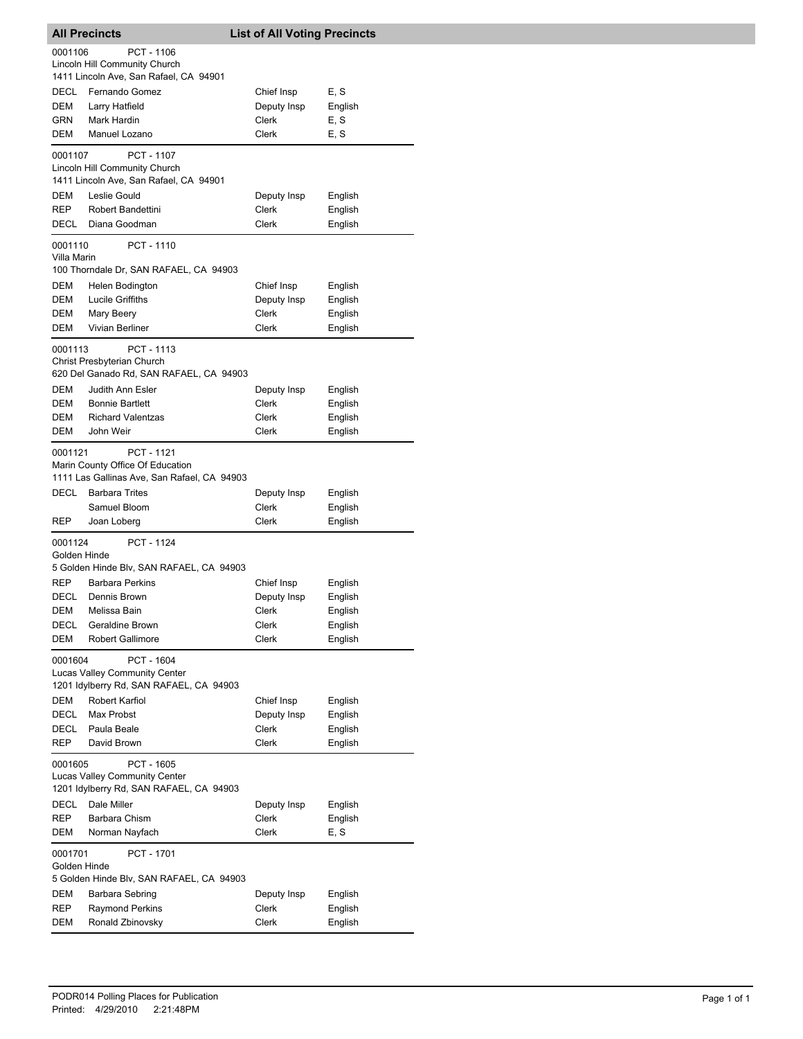## All Precincts — List of All Voting Precincts

**0001106 PCT - 1106**
Lincoln Hill Community Church
1411 Lincoln Ave, San Rafael, CA 94901

| Party | Name | Position | Language |
|---|---|---|---|
| DECL | Fernando Gomez | Chief Insp | E, S |
| DEM | Larry Hatfield | Deputy Insp | English |
| GRN | Mark Hardin | Clerk | E, S |
| DEM | Manuel Lozano | Clerk | E, S |

**0001107 PCT - 1107**
Lincoln Hill Community Church
1411 Lincoln Ave, San Rafael, CA 94901

| Party | Name | Position | Language |
|---|---|---|---|
| DEM | Leslie Gould | Deputy Insp | English |
| REP | Robert Bandettini | Clerk | English |
| DECL | Diana Goodman | Clerk | English |

**0001110 PCT - 1110**
Villa Marin
100 Thorndale Dr, SAN RAFAEL, CA 94903

| Party | Name | Position | Language |
|---|---|---|---|
| DEM | Helen Bodington | Chief Insp | English |
| DEM | Lucile Griffiths | Deputy Insp | English |
| DEM | Mary Beery | Clerk | English |
| DEM | Vivian Berliner | Clerk | English |

**0001113 PCT - 1113**
Christ Presbyterian Church
620 Del Ganado Rd, SAN RAFAEL, CA 94903

| Party | Name | Position | Language |
|---|---|---|---|
| DEM | Judith Ann Esler | Deputy Insp | English |
| DEM | Bonnie Bartlett | Clerk | English |
| DEM | Richard Valentzas | Clerk | English |
| DEM | John Weir | Clerk | English |

**0001121 PCT - 1121**
Marin County Office Of Education
1111 Las Gallinas Ave, San Rafael, CA 94903

| Party | Name | Position | Language |
|---|---|---|---|
| DECL | Barbara Trites | Deputy Insp | English |
| | Samuel Bloom | Clerk | English |
| REP | Joan Loberg | Clerk | English |

**0001124 PCT - 1124**
Golden Hinde
5 Golden Hinde Blv, SAN RAFAEL, CA 94903

| Party | Name | Position | Language |
|---|---|---|---|
| REP | Barbara Perkins | Chief Insp | English |
| DECL | Dennis Brown | Deputy Insp | English |
| DEM | Melissa Bain | Clerk | English |
| DECL | Geraldine Brown | Clerk | English |
| DEM | Robert Gallimore | Clerk | English |

**0001604 PCT - 1604**
Lucas Valley Community Center
1201 Idylberry Rd, SAN RAFAEL, CA 94903

| Party | Name | Position | Language |
|---|---|---|---|
| DEM | Robert Karfiol | Chief Insp | English |
| DECL | Max Probst | Deputy Insp | English |
| DECL | Paula Beale | Clerk | English |
| REP | David Brown | Clerk | English |

**0001605 PCT - 1605**
Lucas Valley Community Center
1201 Idylberry Rd, SAN RAFAEL, CA 94903

| Party | Name | Position | Language |
|---|---|---|---|
| DECL | Dale Miller | Deputy Insp | English |
| REP | Barbara Chism | Clerk | English |
| DEM | Norman Nayfach | Clerk | E, S |

**0001701 PCT - 1701**
Golden Hinde
5 Golden Hinde Blv, SAN RAFAEL, CA 94903

| Party | Name | Position | Language |
|---|---|---|---|
| DEM | Barbara Sebring | Deputy Insp | English |
| REP | Raymond Perkins | Clerk | English |
| DEM | Ronald Zbinovsky | Clerk | English |

PODR014 Polling Places for Publication
Printed: 4/29/2010 2:21:48PM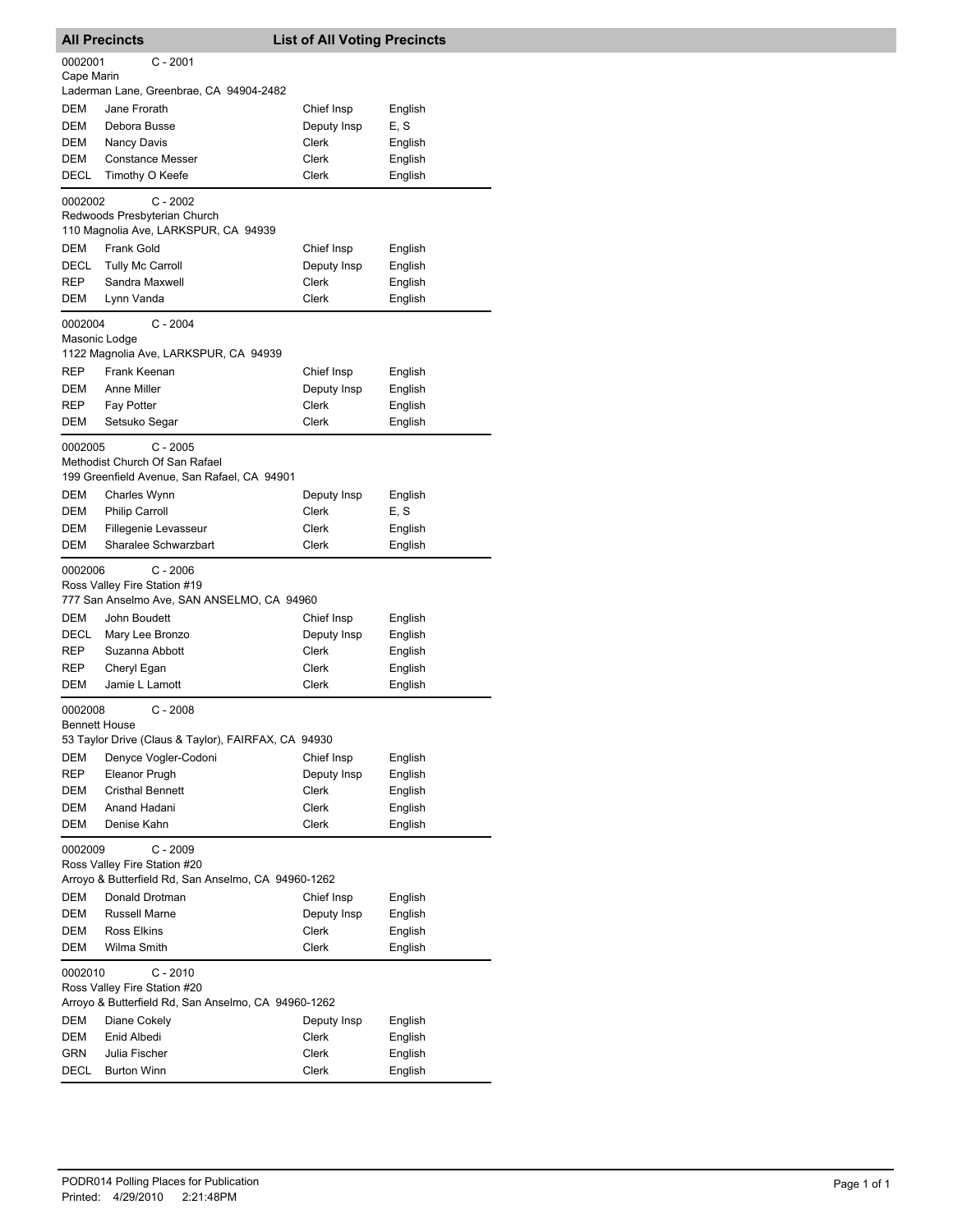## All Precincts — List of All Voting Precincts

**0002001** C - 2001
Cape Marin
Laderman Lane, Greenbrae, CA 94904-2482

| | | | |
|---|---|---|---|
| DEM | Jane Frorath | Chief Insp | English |
| DEM | Debora Busse | Deputy Insp | E, S |
| DEM | Nancy Davis | Clerk | English |
| DEM | Constance Messer | Clerk | English |
| DECL | Timothy O Keefe | Clerk | English |

**0002002** C - 2002
Redwoods Presbyterian Church
110 Magnolia Ave, LARKSPUR, CA 94939

| | | | |
|---|---|---|---|
| DEM | Frank Gold | Chief Insp | English |
| DECL | Tully Mc Carroll | Deputy Insp | English |
| REP | Sandra Maxwell | Clerk | English |
| DEM | Lynn Vanda | Clerk | English |

**0002004** C - 2004
Masonic Lodge
1122 Magnolia Ave, LARKSPUR, CA 94939

| | | | |
|---|---|---|---|
| REP | Frank Keenan | Chief Insp | English |
| DEM | Anne Miller | Deputy Insp | English |
| REP | Fay Potter | Clerk | English |
| DEM | Setsuko Segar | Clerk | English |

**0002005** C - 2005
Methodist Church Of San Rafael
199 Greenfield Avenue, San Rafael, CA 94901

| | | | |
|---|---|---|---|
| DEM | Charles Wynn | Deputy Insp | English |
| DEM | Philip Carroll | Clerk | E, S |
| DEM | Fillegenie Levasseur | Clerk | English |
| DEM | Sharalee Schwarzbart | Clerk | English |

**0002006** C - 2006
Ross Valley Fire Station #19
777 San Anselmo Ave, SAN ANSELMO, CA 94960

| | | | |
|---|---|---|---|
| DEM | John Boudett | Chief Insp | English |
| DECL | Mary Lee Bronzo | Deputy Insp | English |
| REP | Suzanna Abbott | Clerk | English |
| REP | Cheryl Egan | Clerk | English |
| DEM | Jamie L Lamott | Clerk | English |

**0002008** C - 2008
Bennett House
53 Taylor Drive (Claus & Taylor), FAIRFAX, CA 94930

| | | | |
|---|---|---|---|
| DEM | Denyce Vogler-Codoni | Chief Insp | English |
| REP | Eleanor Prugh | Deputy Insp | English |
| DEM | Cristhal Bennett | Clerk | English |
| DEM | Anand Hadani | Clerk | English |
| DEM | Denise Kahn | Clerk | English |

**0002009** C - 2009
Ross Valley Fire Station #20
Arroyo & Butterfield Rd, San Anselmo, CA 94960-1262

| | | | |
|---|---|---|---|
| DEM | Donald Drotman | Chief Insp | English |
| DEM | Russell Marne | Deputy Insp | English |
| DEM | Ross Elkins | Clerk | English |
| DEM | Wilma Smith | Clerk | English |

**0002010** C - 2010
Ross Valley Fire Station #20
Arroyo & Butterfield Rd, San Anselmo, CA 94960-1262

| | | | |
|---|---|---|---|
| DEM | Diane Cokely | Deputy Insp | English |
| DEM | Enid Albedi | Clerk | English |
| GRN | Julia Fischer | Clerk | English |
| DECL | Burton Winn | Clerk | English |

PODR014 Polling Places for Publication
Printed: 4/29/2010 2:21:48PM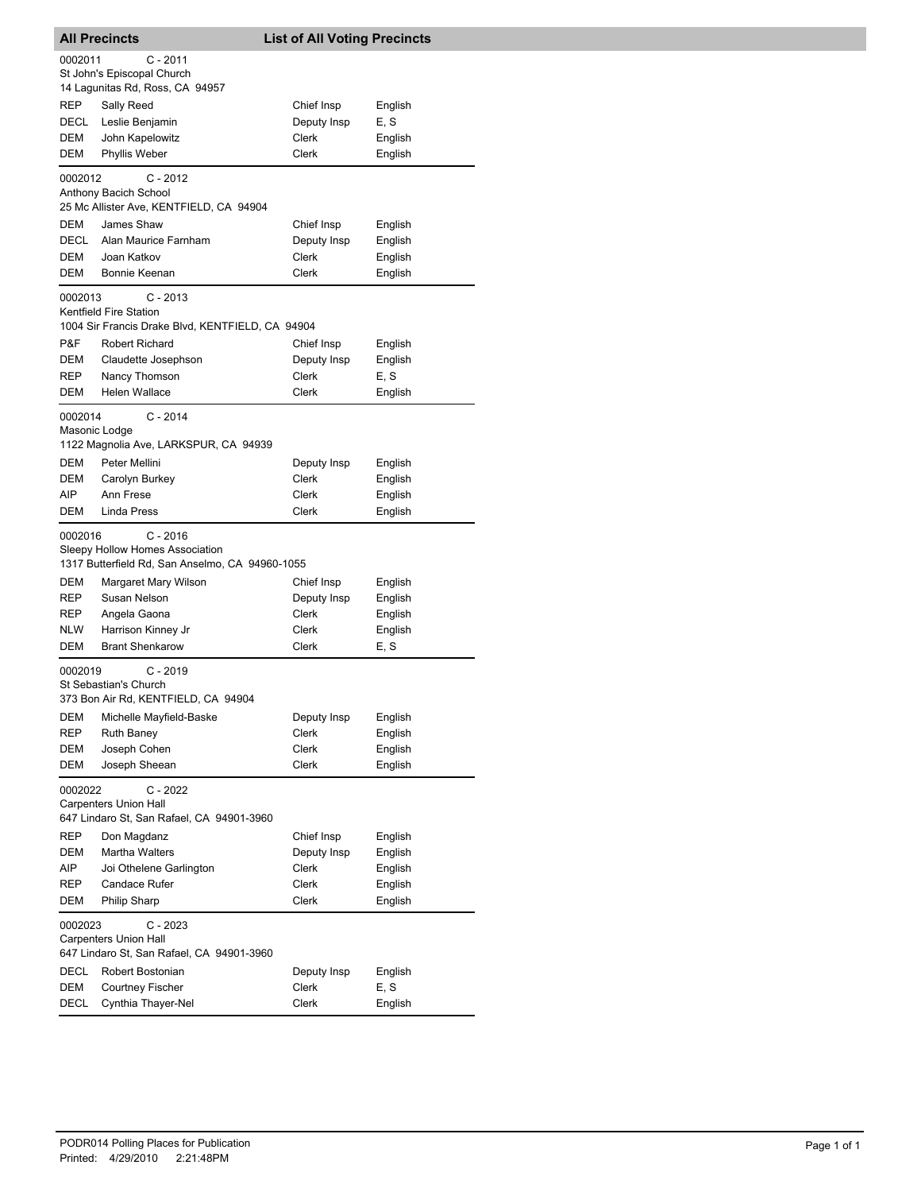## All Precincts — List of All Voting Precincts

**0002011** C - 2011
St John's Episcopal Church
14 Lagunitas Rd, Ross, CA 94957

| Party | Name | Position | Language |
| --- | --- | --- | --- |
| REP | Sally Reed | Chief Insp | English |
| DECL | Leslie Benjamin | Deputy Insp | E, S |
| DEM | John Kapelowitz | Clerk | English |
| DEM | Phyllis Weber | Clerk | English |

**0002012** C - 2012
Anthony Bacich School
25 Mc Allister Ave, KENTFIELD, CA 94904

| Party | Name | Position | Language |
| --- | --- | --- | --- |
| DEM | James Shaw | Chief Insp | English |
| DECL | Alan Maurice Farnham | Deputy Insp | English |
| DEM | Joan Katkov | Clerk | English |
| DEM | Bonnie Keenan | Clerk | English |

**0002013** C - 2013
Kentfield Fire Station
1004 Sir Francis Drake Blvd, KENTFIELD, CA 94904

| Party | Name | Position | Language |
| --- | --- | --- | --- |
| P&F | Robert Richard | Chief Insp | English |
| DEM | Claudette Josephson | Deputy Insp | English |
| REP | Nancy Thomson | Clerk | E, S |
| DEM | Helen Wallace | Clerk | English |

**0002014** C - 2014
Masonic Lodge
1122 Magnolia Ave, LARKSPUR, CA 94939

| Party | Name | Position | Language |
| --- | --- | --- | --- |
| DEM | Peter Mellini | Deputy Insp | English |
| DEM | Carolyn Burkey | Clerk | English |
| AIP | Ann Frese | Clerk | English |
| DEM | Linda Press | Clerk | English |

**0002016** C - 2016
Sleepy Hollow Homes Association
1317 Butterfield Rd, San Anselmo, CA 94960-1055

| Party | Name | Position | Language |
| --- | --- | --- | --- |
| DEM | Margaret Mary Wilson | Chief Insp | English |
| REP | Susan Nelson | Deputy Insp | English |
| REP | Angela Gaona | Clerk | English |
| NLW | Harrison Kinney Jr | Clerk | English |
| DEM | Brant Shenkarow | Clerk | E, S |

**0002019** C - 2019
St Sebastian's Church
373 Bon Air Rd, KENTFIELD, CA 94904

| Party | Name | Position | Language |
| --- | --- | --- | --- |
| DEM | Michelle Mayfield-Baske | Deputy Insp | English |
| REP | Ruth Baney | Clerk | English |
| DEM | Joseph Cohen | Clerk | English |
| DEM | Joseph Sheean | Clerk | English |

**0002022** C - 2022
Carpenters Union Hall
647 Lindaro St, San Rafael, CA 94901-3960

| Party | Name | Position | Language |
| --- | --- | --- | --- |
| REP | Don Magdanz | Chief Insp | English |
| DEM | Martha Walters | Deputy Insp | English |
| AIP | Joi Othelene Garlington | Clerk | English |
| REP | Candace Rufer | Clerk | English |
| DEM | Philip Sharp | Clerk | English |

**0002023** C - 2023
Carpenters Union Hall
647 Lindaro St, San Rafael, CA 94901-3960

| Party | Name | Position | Language |
| --- | --- | --- | --- |
| DECL | Robert Bostonian | Deputy Insp | English |
| DEM | Courtney Fischer | Clerk | E, S |
| DECL | Cynthia Thayer-Nel | Clerk | English |

PODR014 Polling Places for Publication
Printed: 4/29/2010 2:21:48PM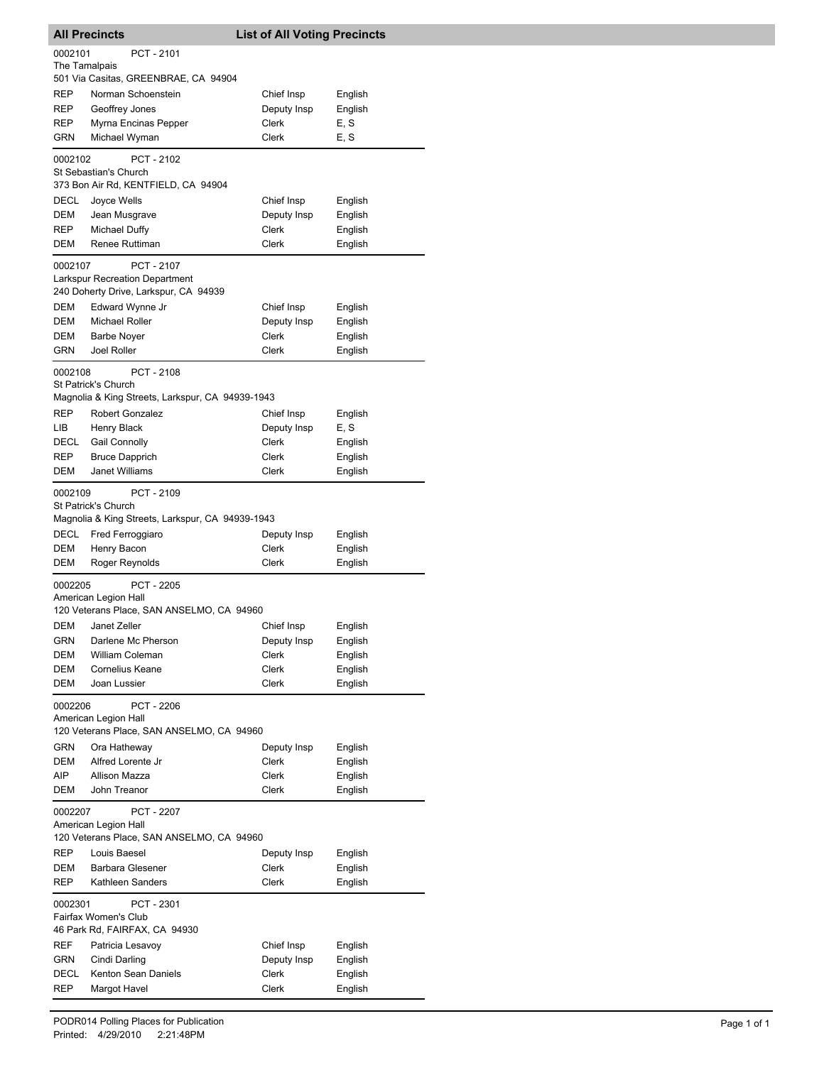## All Precincts — List of All Voting Precincts

0002101 PCT - 2101
The Tamalpais
501 Via Casitas, GREENBRAE, CA 94904

| | | | |
|---|---|---|---|
| REP | Norman Schoenstein | Chief Insp | English |
| REP | Geoffrey Jones | Deputy Insp | English |
| REP | Myrna Encinas Pepper | Clerk | E, S |
| GRN | Michael Wyman | Clerk | E, S |

0002102 PCT - 2102
St Sebastian's Church
373 Bon Air Rd, KENTFIELD, CA 94904

| | | | |
|---|---|---|---|
| DECL | Joyce Wells | Chief Insp | English |
| DEM | Jean Musgrave | Deputy Insp | English |
| REP | Michael Duffy | Clerk | English |
| DEM | Renee Ruttiman | Clerk | English |

0002107 PCT - 2107
Larkspur Recreation Department
240 Doherty Drive, Larkspur, CA 94939

| | | | |
|---|---|---|---|
| DEM | Edward Wynne Jr | Chief Insp | English |
| DEM | Michael Roller | Deputy Insp | English |
| DEM | Barbe Noyer | Clerk | English |
| GRN | Joel Roller | Clerk | English |

0002108 PCT - 2108
St Patrick's Church
Magnolia & King Streets, Larkspur, CA 94939-1943

| | | | |
|---|---|---|---|
| REP | Robert Gonzalez | Chief Insp | English |
| LIB | Henry Black | Deputy Insp | E, S |
| DECL | Gail Connolly | Clerk | English |
| REP | Bruce Dapprich | Clerk | English |
| DEM | Janet Williams | Clerk | English |

0002109 PCT - 2109
St Patrick's Church
Magnolia & King Streets, Larkspur, CA 94939-1943

| | | | |
|---|---|---|---|
| DECL | Fred Ferroggiaro | Deputy Insp | English |
| DEM | Henry Bacon | Clerk | English |
| DEM | Roger Reynolds | Clerk | English |

0002205 PCT - 2205
American Legion Hall
120 Veterans Place, SAN ANSELMO, CA 94960

| | | | |
|---|---|---|---|
| DEM | Janet Zeller | Chief Insp | English |
| GRN | Darlene Mc Pherson | Deputy Insp | English |
| DEM | William Coleman | Clerk | English |
| DEM | Cornelius Keane | Clerk | English |
| DEM | Joan Lussier | Clerk | English |

0002206 PCT - 2206
American Legion Hall
120 Veterans Place, SAN ANSELMO, CA 94960

| | | | |
|---|---|---|---|
| GRN | Ora Hatheway | Deputy Insp | English |
| DEM | Alfred Lorente Jr | Clerk | English |
| AIP | Allison Mazza | Clerk | English |
| DEM | John Treanor | Clerk | English |

0002207 PCT - 2207
American Legion Hall
120 Veterans Place, SAN ANSELMO, CA 94960

| | | | |
|---|---|---|---|
| REP | Louis Baesel | Deputy Insp | English |
| DEM | Barbara Glesener | Clerk | English |
| REP | Kathleen Sanders | Clerk | English |

0002301 PCT - 2301
Fairfax Women's Club
46 Park Rd, FAIRFAX, CA 94930

| | | | |
|---|---|---|---|
| REF | Patricia Lesavoy | Chief Insp | English |
| GRN | Cindi Darling | Deputy Insp | English |
| DECL | Kenton Sean Daniels | Clerk | English |
| REP | Margot Havel | Clerk | English |

PODR014 Polling Places for Publication
Printed: 4/29/2010 2:21:48PM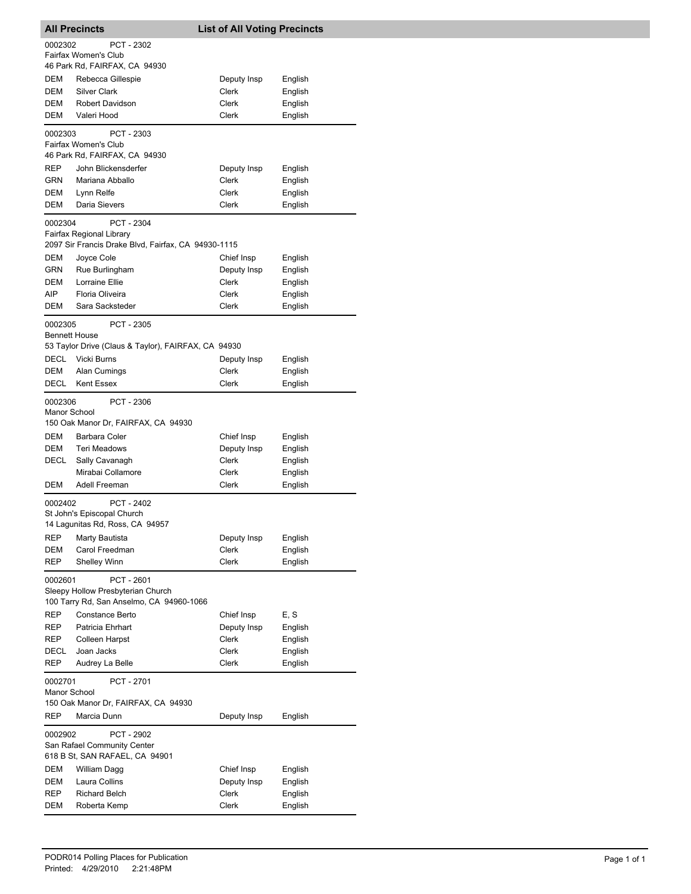## All Precincts — List of All Voting Precincts

**0002302** PCT - 2302
Fairfax Women's Club
46 Park Rd, FAIRFAX, CA 94930

| Party | Name | Position | Language |
|---|---|---|---|
| DEM | Rebecca Gillespie | Deputy Insp | English |
| DEM | Silver Clark | Clerk | English |
| DEM | Robert Davidson | Clerk | English |
| DEM | Valeri Hood | Clerk | English |

**0002303** PCT - 2303
Fairfax Women's Club
46 Park Rd, FAIRFAX, CA 94930

| Party | Name | Position | Language |
|---|---|---|---|
| REP | John Blickensderfer | Deputy Insp | English |
| GRN | Mariana Abballo | Clerk | English |
| DEM | Lynn Relfe | Clerk | English |
| DEM | Daria Sievers | Clerk | English |

**0002304** PCT - 2304
Fairfax Regional Library
2097 Sir Francis Drake Blvd, Fairfax, CA 94930-1115

| Party | Name | Position | Language |
|---|---|---|---|
| DEM | Joyce Cole | Chief Insp | English |
| GRN | Rue Burlingham | Deputy Insp | English |
| DEM | Lorraine Ellie | Clerk | English |
| AIP | Floria Oliveira | Clerk | English |
| DEM | Sara Sacksteder | Clerk | English |

**0002305** PCT - 2305
Bennett House
53 Taylor Drive (Claus & Taylor), FAIRFAX, CA 94930

| Party | Name | Position | Language |
|---|---|---|---|
| DECL | Vicki Burns | Deputy Insp | English |
| DEM | Alan Cumings | Clerk | English |
| DECL | Kent Essex | Clerk | English |

**0002306** PCT - 2306
Manor School
150 Oak Manor Dr, FAIRFAX, CA 94930

| Party | Name | Position | Language |
|---|---|---|---|
| DEM | Barbara Coler | Chief Insp | English |
| DEM | Teri Meadows | Deputy Insp | English |
| DECL | Sally Cavanagh | Clerk | English |
| | Mirabai Collamore | Clerk | English |
| DEM | Adell Freeman | Clerk | English |

**0002402** PCT - 2402
St John's Episcopal Church
14 Lagunitas Rd, Ross, CA 94957

| Party | Name | Position | Language |
|---|---|---|---|
| REP | Marty Bautista | Deputy Insp | English |
| DEM | Carol Freedman | Clerk | English |
| REP | Shelley Winn | Clerk | English |

**0002601** PCT - 2601
Sleepy Hollow Presbyterian Church
100 Tarry Rd, San Anselmo, CA 94960-1066

| Party | Name | Position | Language |
|---|---|---|---|
| REP | Constance Berto | Chief Insp | E, S |
| REP | Patricia Ehrhart | Deputy Insp | English |
| REP | Colleen Harpst | Clerk | English |
| DECL | Joan Jacks | Clerk | English |
| REP | Audrey La Belle | Clerk | English |

**0002701** PCT - 2701
Manor School
150 Oak Manor Dr, FAIRFAX, CA 94930

| Party | Name | Position | Language |
|---|---|---|---|
| REP | Marcia Dunn | Deputy Insp | English |

**0002902** PCT - 2902
San Rafael Community Center
618 B St, SAN RAFAEL, CA 94901

| Party | Name | Position | Language |
|---|---|---|---|
| DEM | William Dagg | Chief Insp | English |
| DEM | Laura Collins | Deputy Insp | English |
| REP | Richard Belch | Clerk | English |
| DEM | Roberta Kemp | Clerk | English |

PODR014 Polling Places for Publication
Printed: 4/29/2010 2:21:48PM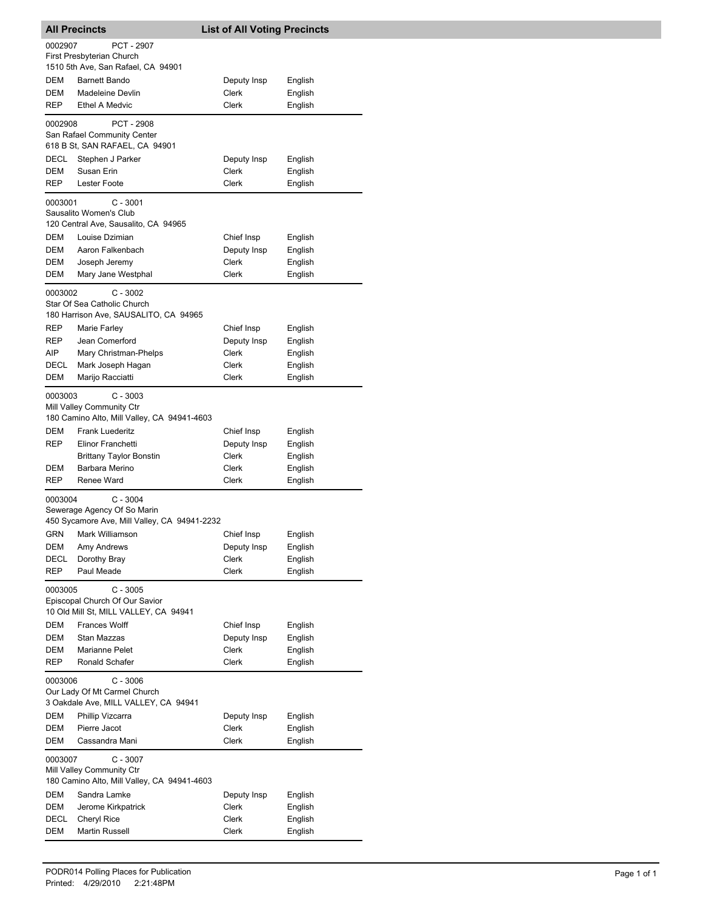## All Precincts — List of All Voting Precincts

**0002907** PCT - 2907
First Presbyterian Church
1510 5th Ave, San Rafael, CA 94901

| | | | |
|---|---|---|---|
| DEM | Barnett Bando | Deputy Insp | English |
| DEM | Madeleine Devlin | Clerk | English |
| REP | Ethel A Medvic | Clerk | English |

**0002908** PCT - 2908
San Rafael Community Center
618 B St, SAN RAFAEL, CA 94901

| | | | |
|---|---|---|---|
| DECL | Stephen J Parker | Deputy Insp | English |
| DEM | Susan Erin | Clerk | English |
| REP | Lester Foote | Clerk | English |

**0003001** C - 3001
Sausalito Women's Club
120 Central Ave, Sausalito, CA 94965

| | | | |
|---|---|---|---|
| DEM | Louise Dzimian | Chief Insp | English |
| DEM | Aaron Falkenbach | Deputy Insp | English |
| DEM | Joseph Jeremy | Clerk | English |
| DEM | Mary Jane Westphal | Clerk | English |

**0003002** C - 3002
Star Of Sea Catholic Church
180 Harrison Ave, SAUSALITO, CA 94965

| | | | |
|---|---|---|---|
| REP | Marie Farley | Chief Insp | English |
| REP | Jean Comerford | Deputy Insp | English |
| AIP | Mary Christman-Phelps | Clerk | English |
| DECL | Mark Joseph Hagan | Clerk | English |
| DEM | Marijo Racciatti | Clerk | English |

**0003003** C - 3003
Mill Valley Community Ctr
180 Camino Alto, Mill Valley, CA 94941-4603

| | | | |
|---|---|---|---|
| DEM | Frank Luederitz | Chief Insp | English |
| REP | Elinor Franchetti | Deputy Insp | English |
| | Brittany Taylor Bonstin | Clerk | English |
| DEM | Barbara Merino | Clerk | English |
| REP | Renee Ward | Clerk | English |

**0003004** C - 3004
Sewerage Agency Of So Marin
450 Sycamore Ave, Mill Valley, CA 94941-2232

| | | | |
|---|---|---|---|
| GRN | Mark Williamson | Chief Insp | English |
| DEM | Amy Andrews | Deputy Insp | English |
| DECL | Dorothy Bray | Clerk | English |
| REP | Paul Meade | Clerk | English |

**0003005** C - 3005
Episcopal Church Of Our Savior
10 Old Mill St, MILL VALLEY, CA 94941

| | | | |
|---|---|---|---|
| DEM | Frances Wolff | Chief Insp | English |
| DEM | Stan Mazzas | Deputy Insp | English |
| DEM | Marianne Pelet | Clerk | English |
| REP | Ronald Schafer | Clerk | English |

**0003006** C - 3006
Our Lady Of Mt Carmel Church
3 Oakdale Ave, MILL VALLEY, CA 94941

| | | | |
|---|---|---|---|
| DEM | Phillip Vizcarra | Deputy Insp | English |
| DEM | Pierre Jacot | Clerk | English |
| DEM | Cassandra Mani | Clerk | English |

**0003007** C - 3007
Mill Valley Community Ctr
180 Camino Alto, Mill Valley, CA 94941-4603

| | | | |
|---|---|---|---|
| DEM | Sandra Lamke | Deputy Insp | English |
| DEM | Jerome Kirkpatrick | Clerk | English |
| DECL | Cheryl Rice | Clerk | English |
| DEM | Martin Russell | Clerk | English |

PODR014 Polling Places for Publication
Printed: 4/29/2010 2:21:48PM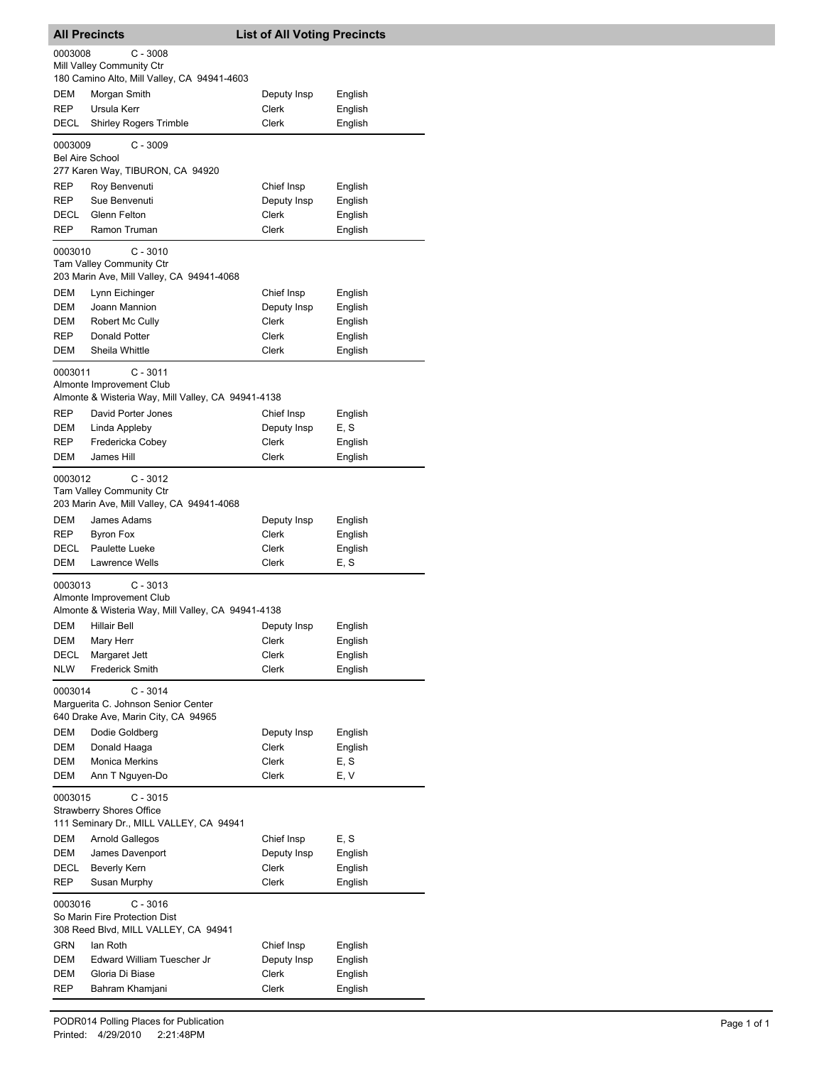## All Precincts — List of All Voting Precincts

**0003008** C - 3008
Mill Valley Community Ctr
180 Camino Alto, Mill Valley, CA 94941-4603

| Party | Name | Position | Language |
|---|---|---|---|
| DEM | Morgan Smith | Deputy Insp | English |
| REP | Ursula Kerr | Clerk | English |
| DECL | Shirley Rogers Trimble | Clerk | English |

**0003009** C - 3009
Bel Aire School
277 Karen Way, TIBURON, CA 94920

| Party | Name | Position | Language |
|---|---|---|---|
| REP | Roy Benvenuti | Chief Insp | English |
| REP | Sue Benvenuti | Deputy Insp | English |
| DECL | Glenn Felton | Clerk | English |
| REP | Ramon Truman | Clerk | English |

**0003010** C - 3010
Tam Valley Community Ctr
203 Marin Ave, Mill Valley, CA 94941-4068

| Party | Name | Position | Language |
|---|---|---|---|
| DEM | Lynn Eichinger | Chief Insp | English |
| DEM | Joann Mannion | Deputy Insp | English |
| DEM | Robert Mc Cully | Clerk | English |
| REP | Donald Potter | Clerk | English |
| DEM | Sheila Whittle | Clerk | English |

**0003011** C - 3011
Almonte Improvement Club
Almonte & Wisteria Way, Mill Valley, CA 94941-4138

| Party | Name | Position | Language |
|---|---|---|---|
| REP | David Porter Jones | Chief Insp | English |
| DEM | Linda Appleby | Deputy Insp | E, S |
| REP | Fredericka Cobey | Clerk | English |
| DEM | James Hill | Clerk | English |

**0003012** C - 3012
Tam Valley Community Ctr
203 Marin Ave, Mill Valley, CA 94941-4068

| Party | Name | Position | Language |
|---|---|---|---|
| DEM | James Adams | Deputy Insp | English |
| REP | Byron Fox | Clerk | English |
| DECL | Paulette Lueke | Clerk | English |
| DEM | Lawrence Wells | Clerk | E, S |

**0003013** C - 3013
Almonte Improvement Club
Almonte & Wisteria Way, Mill Valley, CA 94941-4138

| Party | Name | Position | Language |
|---|---|---|---|
| DEM | Hillair Bell | Deputy Insp | English |
| DEM | Mary Herr | Clerk | English |
| DECL | Margaret Jett | Clerk | English |
| NLW | Frederick Smith | Clerk | English |

**0003014** C - 3014
Marguerita C. Johnson Senior Center
640 Drake Ave, Marin City, CA 94965

| Party | Name | Position | Language |
|---|---|---|---|
| DEM | Dodie Goldberg | Deputy Insp | English |
| DEM | Donald Haaga | Clerk | English |
| DEM | Monica Merkins | Clerk | E, S |
| DEM | Ann T Nguyen-Do | Clerk | E, V |

**0003015** C - 3015
Strawberry Shores Office
111 Seminary Dr., MILL VALLEY, CA 94941

| Party | Name | Position | Language |
|---|---|---|---|
| DEM | Arnold Gallegos | Chief Insp | E, S |
| DEM | James Davenport | Deputy Insp | English |
| DECL | Beverly Kern | Clerk | English |
| REP | Susan Murphy | Clerk | English |

**0003016** C - 3016
So Marin Fire Protection Dist
308 Reed Blvd, MILL VALLEY, CA 94941

| Party | Name | Position | Language |
|---|---|---|---|
| GRN | Ian Roth | Chief Insp | English |
| DEM | Edward William Tuescher Jr | Deputy Insp | English |
| DEM | Gloria Di Biase | Clerk | English |
| REP | Bahram Khamjani | Clerk | English |

PODR014 Polling Places for Publication
Printed: 4/29/2010 2:21:48PM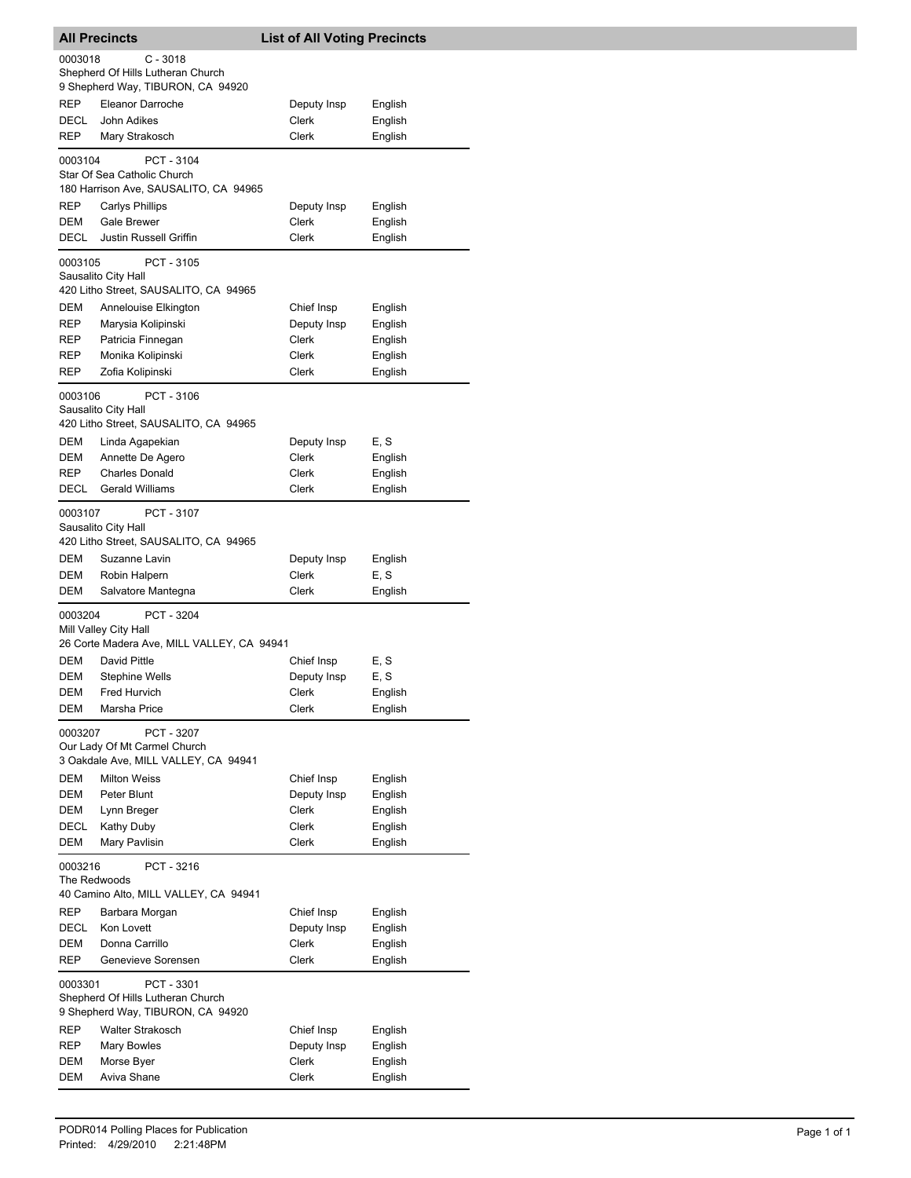## All Precincts — List of All Voting Precincts

0003018 C - 3018
Shepherd Of Hills Lutheran Church
9 Shepherd Way, TIBURON, CA 94920

| | | | |
|---|---|---|---|
| REP | Eleanor Darroche | Deputy Insp | English |
| DECL | John Adikes | Clerk | English |
| REP | Mary Strakosch | Clerk | English |

0003104 PCT - 3104
Star Of Sea Catholic Church
180 Harrison Ave, SAUSALITO, CA 94965

| | | | |
|---|---|---|---|
| REP | Carlys Phillips | Deputy Insp | English |
| DEM | Gale Brewer | Clerk | English |
| DECL | Justin Russell Griffin | Clerk | English |

0003105 PCT - 3105
Sausalito City Hall
420 Litho Street, SAUSALITO, CA 94965

| | | | |
|---|---|---|---|
| DEM | Annelouise Elkington | Chief Insp | English |
| REP | Marysia Kolipinski | Deputy Insp | English |
| REP | Patricia Finnegan | Clerk | English |
| REP | Monika Kolipinski | Clerk | English |
| REP | Zofia Kolipinski | Clerk | English |

0003106 PCT - 3106
Sausalito City Hall
420 Litho Street, SAUSALITO, CA 94965

| | | | |
|---|---|---|---|
| DEM | Linda Agapekian | Deputy Insp | E, S |
| DEM | Annette De Agero | Clerk | English |
| REP | Charles Donald | Clerk | English |
| DECL | Gerald Williams | Clerk | English |

0003107 PCT - 3107
Sausalito City Hall
420 Litho Street, SAUSALITO, CA 94965

| | | | |
|---|---|---|---|
| DEM | Suzanne Lavin | Deputy Insp | English |
| DEM | Robin Halpern | Clerk | E, S |
| DEM | Salvatore Mantegna | Clerk | English |

0003204 PCT - 3204
Mill Valley City Hall
26 Corte Madera Ave, MILL VALLEY, CA 94941

| | | | |
|---|---|---|---|
| DEM | David Pittle | Chief Insp | E, S |
| DEM | Stephine Wells | Deputy Insp | E, S |
| DEM | Fred Hurvich | Clerk | English |
| DEM | Marsha Price | Clerk | English |

0003207 PCT - 3207
Our Lady Of Mt Carmel Church
3 Oakdale Ave, MILL VALLEY, CA 94941

| | | | |
|---|---|---|---|
| DEM | Milton Weiss | Chief Insp | English |
| DEM | Peter Blunt | Deputy Insp | English |
| DEM | Lynn Breger | Clerk | English |
| DECL | Kathy Duby | Clerk | English |
| DEM | Mary Pavlisin | Clerk | English |

0003216 PCT - 3216
The Redwoods
40 Camino Alto, MILL VALLEY, CA 94941

| | | | |
|---|---|---|---|
| REP | Barbara Morgan | Chief Insp | English |
| DECL | Kon Lovett | Deputy Insp | English |
| DEM | Donna Carrillo | Clerk | English |
| REP | Genevieve Sorensen | Clerk | English |

0003301 PCT - 3301
Shepherd Of Hills Lutheran Church
9 Shepherd Way, TIBURON, CA 94920

| | | | |
|---|---|---|---|
| REP | Walter Strakosch | Chief Insp | English |
| REP | Mary Bowles | Deputy Insp | English |
| DEM | Morse Byer | Clerk | English |
| DEM | Aviva Shane | Clerk | English |

PODR014 Polling Places for Publication
Printed: 4/29/2010 2:21:48PM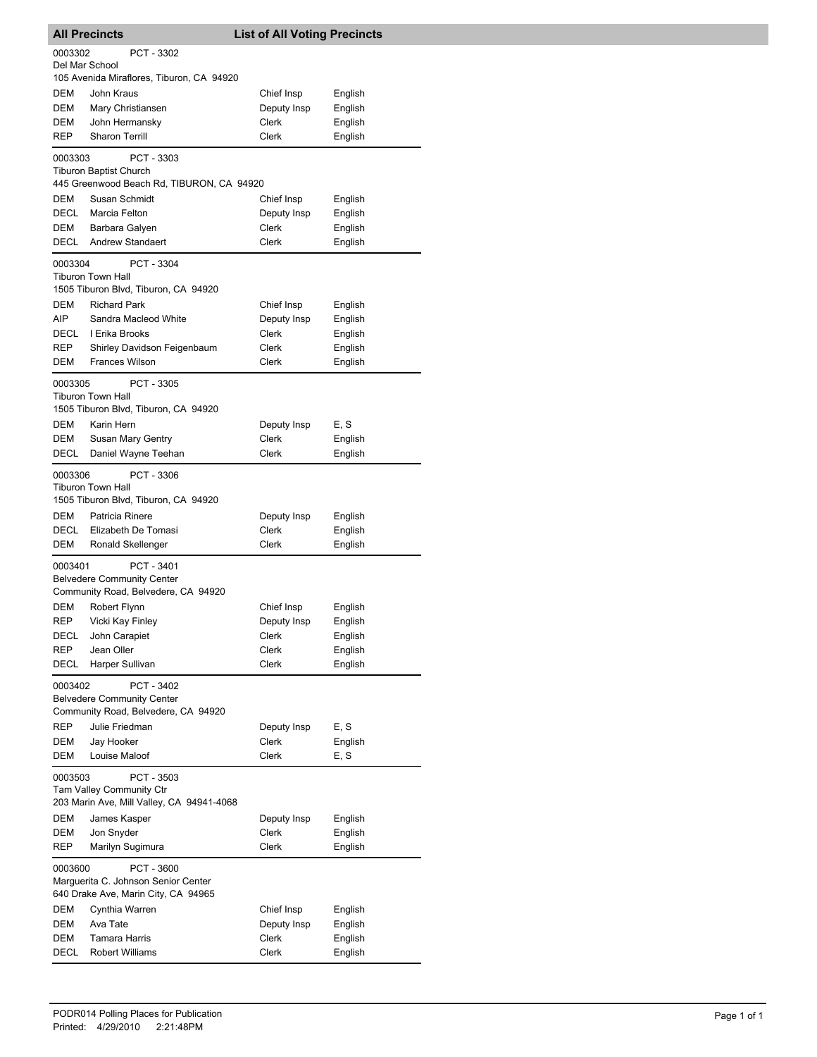## All Precincts — List of All Voting Precincts

**0003302** PCT - 3302
Del Mar School
105 Avenida Miraflores, Tiburon, CA 94920

| Party | Name | Position | Language |
|---|---|---|---|
| DEM | John Kraus | Chief Insp | English |
| DEM | Mary Christiansen | Deputy Insp | English |
| DEM | John Hermansky | Clerk | English |
| REP | Sharon Terrill | Clerk | English |

**0003303** PCT - 3303
Tiburon Baptist Church
445 Greenwood Beach Rd, TIBURON, CA 94920

| Party | Name | Position | Language |
|---|---|---|---|
| DEM | Susan Schmidt | Chief Insp | English |
| DECL | Marcia Felton | Deputy Insp | English |
| DEM | Barbara Galyen | Clerk | English |
| DECL | Andrew Standaert | Clerk | English |

**0003304** PCT - 3304
Tiburon Town Hall
1505 Tiburon Blvd, Tiburon, CA 94920

| Party | Name | Position | Language |
|---|---|---|---|
| DEM | Richard Park | Chief Insp | English |
| AIP | Sandra Macleod White | Deputy Insp | English |
| DECL | I Erika Brooks | Clerk | English |
| REP | Shirley Davidson Feigenbaum | Clerk | English |
| DEM | Frances Wilson | Clerk | English |

**0003305** PCT - 3305
Tiburon Town Hall
1505 Tiburon Blvd, Tiburon, CA 94920

| Party | Name | Position | Language |
|---|---|---|---|
| DEM | Karin Hern | Deputy Insp | E, S |
| DEM | Susan Mary Gentry | Clerk | English |
| DECL | Daniel Wayne Teehan | Clerk | English |

**0003306** PCT - 3306
Tiburon Town Hall
1505 Tiburon Blvd, Tiburon, CA 94920

| Party | Name | Position | Language |
|---|---|---|---|
| DEM | Patricia Rinere | Deputy Insp | English |
| DECL | Elizabeth De Tomasi | Clerk | English |
| DEM | Ronald Skellenger | Clerk | English |

**0003401** PCT - 3401
Belvedere Community Center
Community Road, Belvedere, CA 94920

| Party | Name | Position | Language |
|---|---|---|---|
| DEM | Robert Flynn | Chief Insp | English |
| REP | Vicki Kay Finley | Deputy Insp | English |
| DECL | John Carapiet | Clerk | English |
| REP | Jean Oller | Clerk | English |
| DECL | Harper Sullivan | Clerk | English |

**0003402** PCT - 3402
Belvedere Community Center
Community Road, Belvedere, CA 94920

| Party | Name | Position | Language |
|---|---|---|---|
| REP | Julie Friedman | Deputy Insp | E, S |
| DEM | Jay Hooker | Clerk | English |
| DEM | Louise Maloof | Clerk | E, S |

**0003503** PCT - 3503
Tam Valley Community Ctr
203 Marin Ave, Mill Valley, CA 94941-4068

| Party | Name | Position | Language |
|---|---|---|---|
| DEM | James Kasper | Deputy Insp | English |
| DEM | Jon Snyder | Clerk | English |
| REP | Marilyn Sugimura | Clerk | English |

**0003600** PCT - 3600
Marguerita C. Johnson Senior Center
640 Drake Ave, Marin City, CA 94965

| Party | Name | Position | Language |
|---|---|---|---|
| DEM | Cynthia Warren | Chief Insp | English |
| DEM | Ava Tate | Deputy Insp | English |
| DEM | Tamara Harris | Clerk | English |
| DECL | Robert Williams | Clerk | English |

PODR014 Polling Places for Publication
Printed: 4/29/2010 2:21:48PM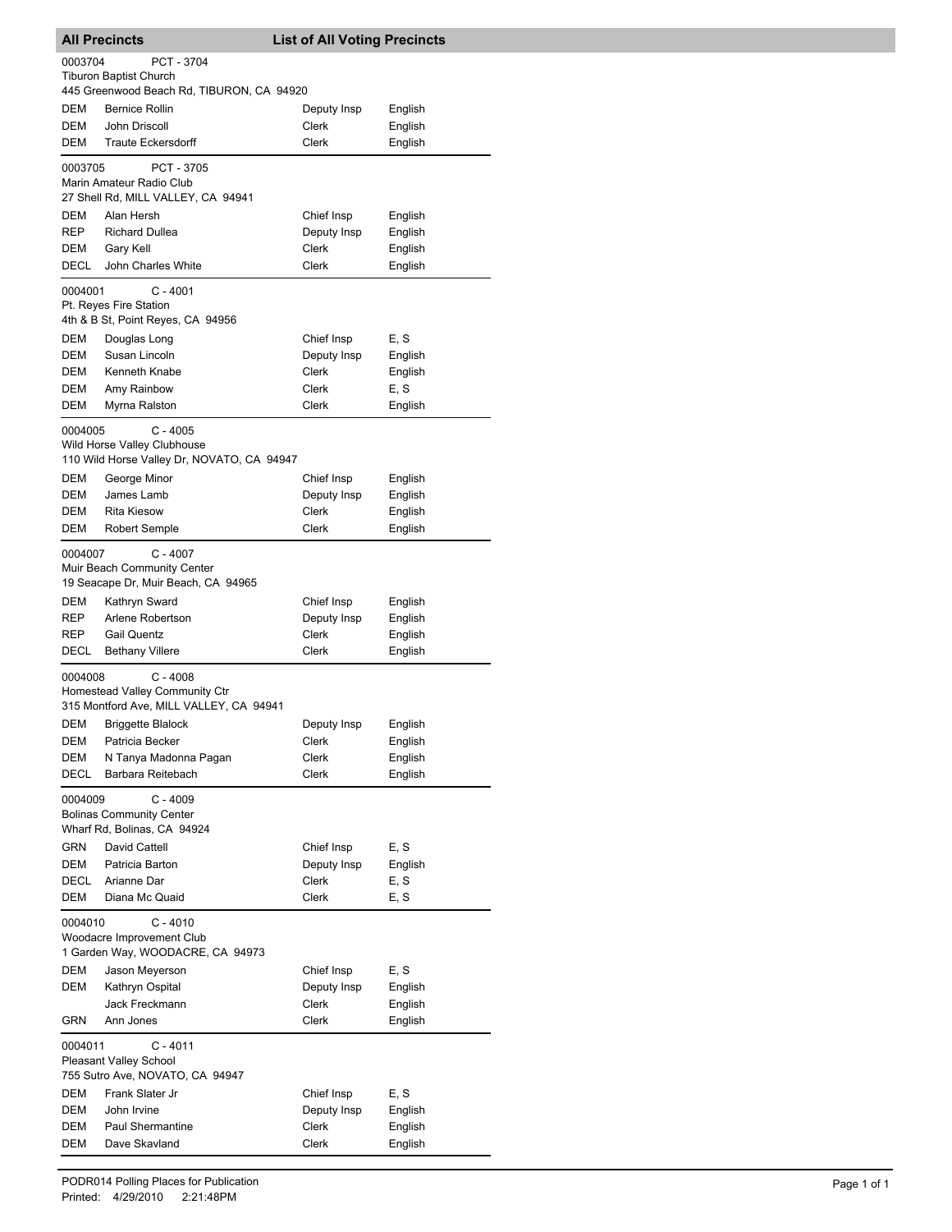## All Precincts — List of All Voting Precincts

0003704 PCT - 3704
Tiburon Baptist Church
445 Greenwood Beach Rd, TIBURON, CA 94920

| | | | |
|---|---|---|---|
| DEM | Bernice Rollin | Deputy Insp | English |
| DEM | John Driscoll | Clerk | English |
| DEM | Traute Eckersdorff | Clerk | English |

0003705 PCT - 3705
Marin Amateur Radio Club
27 Shell Rd, MILL VALLEY, CA 94941

| | | | |
|---|---|---|---|
| DEM | Alan Hersh | Chief Insp | English |
| REP | Richard Dullea | Deputy Insp | English |
| DEM | Gary Kell | Clerk | English |
| DECL | John Charles White | Clerk | English |

0004001 C - 4001
Pt. Reyes Fire Station
4th & B St, Point Reyes, CA 94956

| | | | |
|---|---|---|---|
| DEM | Douglas Long | Chief Insp | E, S |
| DEM | Susan Lincoln | Deputy Insp | English |
| DEM | Kenneth Knabe | Clerk | English |
| DEM | Amy Rainbow | Clerk | E, S |
| DEM | Myrna Ralston | Clerk | English |

0004005 C - 4005
Wild Horse Valley Clubhouse
110 Wild Horse Valley Dr, NOVATO, CA 94947

| | | | |
|---|---|---|---|
| DEM | George Minor | Chief Insp | English |
| DEM | James Lamb | Deputy Insp | English |
| DEM | Rita Kiesow | Clerk | English |
| DEM | Robert Semple | Clerk | English |

0004007 C - 4007
Muir Beach Community Center
19 Seacape Dr, Muir Beach, CA 94965

| | | | |
|---|---|---|---|
| DEM | Kathryn Sward | Chief Insp | English |
| REP | Arlene Robertson | Deputy Insp | English |
| REP | Gail Quentz | Clerk | English |
| DECL | Bethany Villere | Clerk | English |

0004008 C - 4008
Homestead Valley Community Ctr
315 Montford Ave, MILL VALLEY, CA 94941

| | | | |
|---|---|---|---|
| DEM | Briggette Blalock | Deputy Insp | English |
| DEM | Patricia Becker | Clerk | English |
| DEM | N Tanya Madonna Pagan | Clerk | English |
| DECL | Barbara Reitebach | Clerk | English |

0004009 C - 4009
Bolinas Community Center
Wharf Rd, Bolinas, CA 94924

| | | | |
|---|---|---|---|
| GRN | David Cattell | Chief Insp | E, S |
| DEM | Patricia Barton | Deputy Insp | English |
| DECL | Arianne Dar | Clerk | E, S |
| DEM | Diana Mc Quaid | Clerk | E, S |

0004010 C - 4010
Woodacre Improvement Club
1 Garden Way, WOODACRE, CA 94973

| | | | |
|---|---|---|---|
| DEM | Jason Meyerson | Chief Insp | E, S |
| DEM | Kathryn Ospital | Deputy Insp | English |
| | Jack Freckmann | Clerk | English |
| GRN | Ann Jones | Clerk | English |

0004011 C - 4011
Pleasant Valley School
755 Sutro Ave, NOVATO, CA 94947

| | | | |
|---|---|---|---|
| DEM | Frank Slater Jr | Chief Insp | E, S |
| DEM | John Irvine | Deputy Insp | English |
| DEM | Paul Shermantine | Clerk | English |
| DEM | Dave Skavland | Clerk | English |

PODR014 Polling Places for Publication
Printed: 4/29/2010 2:21:48PM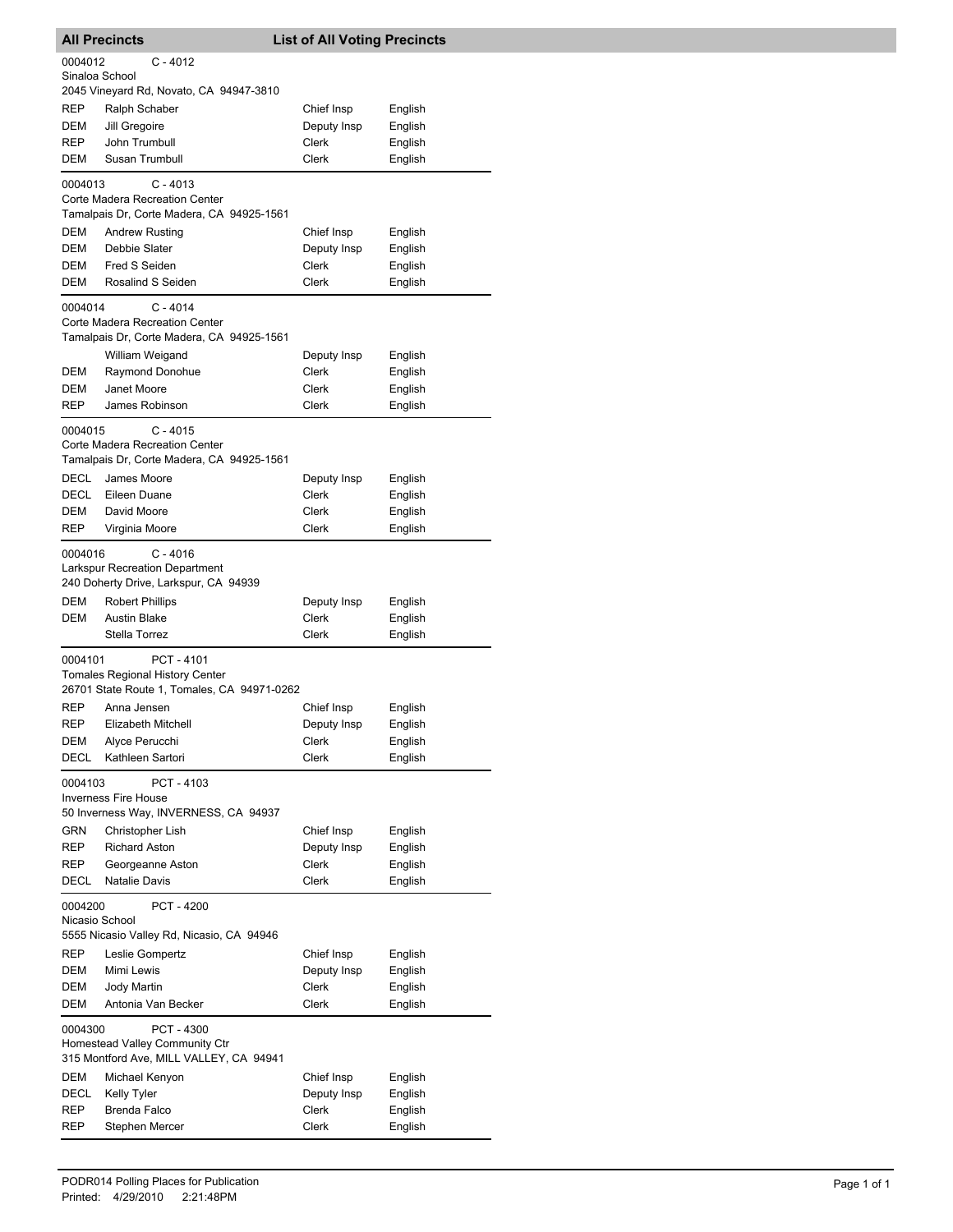## All Precincts — List of All Voting Precincts

**0004012** C - 4012
Sinaloa School
2045 Vineyard Rd, Novato, CA 94947-3810

| Party | Name | Position | Language |
|---|---|---|---|
| REP | Ralph Schaber | Chief Insp | English |
| DEM | Jill Gregoire | Deputy Insp | English |
| REP | John Trumbull | Clerk | English |
| DEM | Susan Trumbull | Clerk | English |

**0004013** C - 4013
Corte Madera Recreation Center
Tamalpais Dr, Corte Madera, CA 94925-1561

| Party | Name | Position | Language |
|---|---|---|---|
| DEM | Andrew Rusting | Chief Insp | English |
| DEM | Debbie Slater | Deputy Insp | English |
| DEM | Fred S Seiden | Clerk | English |
| DEM | Rosalind S Seiden | Clerk | English |

**0004014** C - 4014
Corte Madera Recreation Center
Tamalpais Dr, Corte Madera, CA 94925-1561

| Party | Name | Position | Language |
|---|---|---|---|
| | William Weigand | Deputy Insp | English |
| DEM | Raymond Donohue | Clerk | English |
| DEM | Janet Moore | Clerk | English |
| REP | James Robinson | Clerk | English |

**0004015** C - 4015
Corte Madera Recreation Center
Tamalpais Dr, Corte Madera, CA 94925-1561

| Party | Name | Position | Language |
|---|---|---|---|
| DECL | James Moore | Deputy Insp | English |
| DECL | Eileen Duane | Clerk | English |
| DEM | David Moore | Clerk | English |
| REP | Virginia Moore | Clerk | English |

**0004016** C - 4016
Larkspur Recreation Department
240 Doherty Drive, Larkspur, CA 94939

| Party | Name | Position | Language |
|---|---|---|---|
| DEM | Robert Phillips | Deputy Insp | English |
| DEM | Austin Blake | Clerk | English |
| | Stella Torrez | Clerk | English |

**0004101** PCT - 4101
Tomales Regional History Center
26701 State Route 1, Tomales, CA 94971-0262

| Party | Name | Position | Language |
|---|---|---|---|
| REP | Anna Jensen | Chief Insp | English |
| REP | Elizabeth Mitchell | Deputy Insp | English |
| DEM | Alyce Perucchi | Clerk | English |
| DECL | Kathleen Sartori | Clerk | English |

**0004103** PCT - 4103
Inverness Fire House
50 Inverness Way, INVERNESS, CA 94937

| Party | Name | Position | Language |
|---|---|---|---|
| GRN | Christopher Lish | Chief Insp | English |
| REP | Richard Aston | Deputy Insp | English |
| REP | Georgeanne Aston | Clerk | English |
| DECL | Natalie Davis | Clerk | English |

**0004200** PCT - 4200
Nicasio School
5555 Nicasio Valley Rd, Nicasio, CA 94946

| Party | Name | Position | Language |
|---|---|---|---|
| REP | Leslie Gompertz | Chief Insp | English |
| DEM | Mimi Lewis | Deputy Insp | English |
| DEM | Jody Martin | Clerk | English |
| DEM | Antonia Van Becker | Clerk | English |

**0004300** PCT - 4300
Homestead Valley Community Ctr
315 Montford Ave, MILL VALLEY, CA 94941

| Party | Name | Position | Language |
|---|---|---|---|
| DEM | Michael Kenyon | Chief Insp | English |
| DECL | Kelly Tyler | Deputy Insp | English |
| REP | Brenda Falco | Clerk | English |
| REP | Stephen Mercer | Clerk | English |

PODR014 Polling Places for Publication
Printed: 4/29/2010 2:21:48PM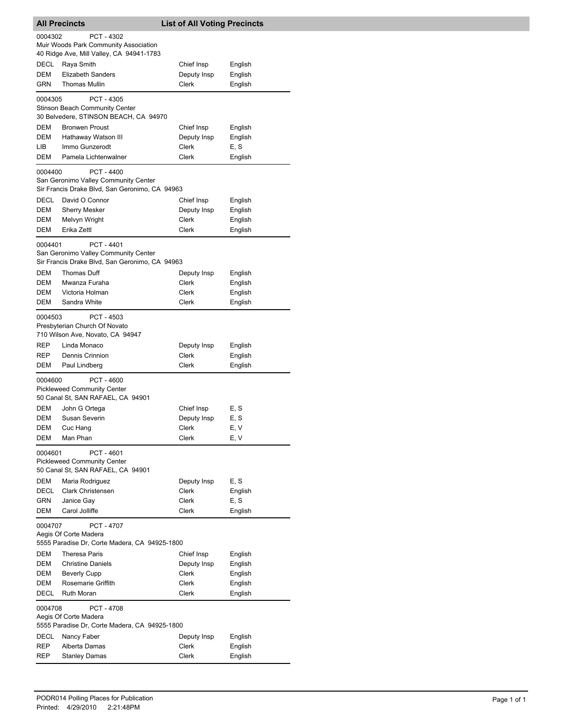## All Precincts — List of All Voting Precincts

**0004302 — PCT - 4302**
Muir Woods Park Community Association
40 Ridge Ave, Mill Valley, CA 94941-1783

| Party | Name | Position | Language |
|---|---|---|---|
| DECL | Raya Smith | Chief Insp | English |
| DEM | Elizabeth Sanders | Deputy Insp | English |
| GRN | Thomas Mullin | Clerk | English |

**0004305 — PCT - 4305**
Stinson Beach Community Center
30 Belvedere, STINSON BEACH, CA 94970

| Party | Name | Position | Language |
|---|---|---|---|
| DEM | Bronwen Proust | Chief Insp | English |
| DEM | Hathaway Watson III | Deputy Insp | English |
| LIB | Immo Gunzerodt | Clerk | E, S |
| DEM | Pamela Lichtenwalner | Clerk | English |

**0004400 — PCT - 4400**
San Geronimo Valley Community Center
Sir Francis Drake Blvd, San Geronimo, CA 94963

| Party | Name | Position | Language |
|---|---|---|---|
| DECL | David O Connor | Chief Insp | English |
| DEM | Sherry Mesker | Deputy Insp | English |
| DEM | Melvyn Wright | Clerk | English |
| DEM | Erika Zettl | Clerk | English |

**0004401 — PCT - 4401**
San Geronimo Valley Community Center
Sir Francis Drake Blvd, San Geronimo, CA 94963

| Party | Name | Position | Language |
|---|---|---|---|
| DEM | Thomas Duff | Deputy Insp | English |
| DEM | Mwanza Furaha | Clerk | English |
| DEM | Victoria Holman | Clerk | English |
| DEM | Sandra White | Clerk | English |

**0004503 — PCT - 4503**
Presbyterian Church Of Novato
710 Wilson Ave, Novato, CA 94947

| Party | Name | Position | Language |
|---|---|---|---|
| REP | Linda Monaco | Deputy Insp | English |
| REP | Dennis Crinnion | Clerk | English |
| DEM | Paul Lindberg | Clerk | English |

**0004600 — PCT - 4600**
Pickleweed Community Center
50 Canal St, SAN RAFAEL, CA 94901

| Party | Name | Position | Language |
|---|---|---|---|
| DEM | John G Ortega | Chief Insp | E, S |
| DEM | Susan Severin | Deputy Insp | E, S |
| DEM | Cuc Hang | Clerk | E, V |
| DEM | Man Phan | Clerk | E, V |

**0004601 — PCT - 4601**
Pickleweed Community Center
50 Canal St, SAN RAFAEL, CA 94901

| Party | Name | Position | Language |
|---|---|---|---|
| DEM | Maria Rodriguez | Deputy Insp | E, S |
| DECL | Clark Christensen | Clerk | English |
| GRN | Janice Gay | Clerk | E, S |
| DEM | Carol Jolliffe | Clerk | English |

**0004707 — PCT - 4707**
Aegis Of Corte Madera
5555 Paradise Dr, Corte Madera, CA 94925-1800

| Party | Name | Position | Language |
|---|---|---|---|
| DEM | Theresa Paris | Chief Insp | English |
| DEM | Christine Daniels | Deputy Insp | English |
| DEM | Beverly Cupp | Clerk | English |
| DEM | Rosemarie Griffith | Clerk | English |
| DECL | Ruth Moran | Clerk | English |

**0004708 — PCT - 4708**
Aegis Of Corte Madera
5555 Paradise Dr, Corte Madera, CA 94925-1800

| Party | Name | Position | Language |
|---|---|---|---|
| DECL | Nancy Faber | Deputy Insp | English |
| REP | Alberta Damas | Clerk | English |
| REP | Stanley Damas | Clerk | English |

PODR014 Polling Places for Publication
Printed: 4/29/2010 2:21:48PM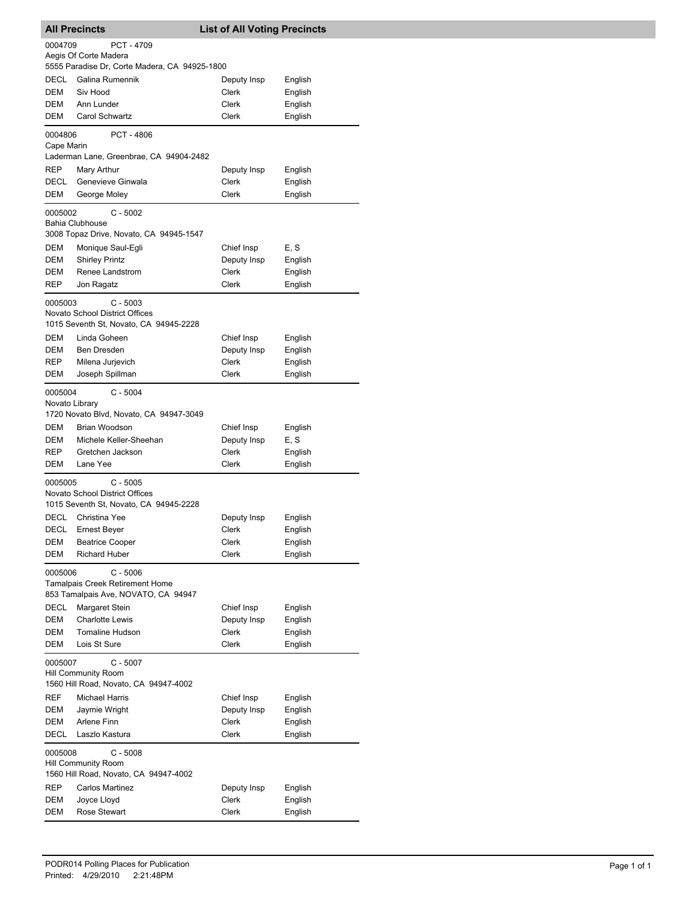## All Precincts — List of All Voting Precincts

**0004709** PCT - 4709
Aegis Of Corte Madera
5555 Paradise Dr, Corte Madera, CA 94925-1800

| | | | |
|---|---|---|---|
| DECL | Galina Rumennik | Deputy Insp | English |
| DEM | Siv Hood | Clerk | English |
| DEM | Ann Lunder | Clerk | English |
| DEM | Carol Schwartz | Clerk | English |

**0004806** PCT - 4806
Cape Marin
Laderman Lane, Greenbrae, CA 94904-2482

| | | | |
|---|---|---|---|
| REP | Mary Arthur | Deputy Insp | English |
| DECL | Genevieve Ginwala | Clerk | English |
| DEM | George Moley | Clerk | English |

**0005002** C - 5002
Bahia Clubhouse
3008 Topaz Drive, Novato, CA 94945-1547

| | | | |
|---|---|---|---|
| DEM | Monique Saul-Egli | Chief Insp | E, S |
| DEM | Shirley Printz | Deputy Insp | English |
| DEM | Renee Landstrom | Clerk | English |
| REP | Jon Ragatz | Clerk | English |

**0005003** C - 5003
Novato School District Offices
1015 Seventh St, Novato, CA 94945-2228

| | | | |
|---|---|---|---|
| DEM | Linda Goheen | Chief Insp | English |
| DEM | Ben Dresden | Deputy Insp | English |
| REP | Milena Jurjevich | Clerk | English |
| DEM | Joseph Spillman | Clerk | English |

**0005004** C - 5004
Novato Library
1720 Novato Blvd, Novato, CA 94947-3049

| | | | |
|---|---|---|---|
| DEM | Brian Woodson | Chief Insp | English |
| DEM | Michele Keller-Sheehan | Deputy Insp | E, S |
| REP | Gretchen Jackson | Clerk | English |
| DEM | Lane Yee | Clerk | English |

**0005005** C - 5005
Novato School District Offices
1015 Seventh St, Novato, CA 94945-2228

| | | | |
|---|---|---|---|
| DECL | Christina Yee | Deputy Insp | English |
| DECL | Ernest Beyer | Clerk | English |
| DEM | Beatrice Cooper | Clerk | English |
| DEM | Richard Huber | Clerk | English |

**0005006** C - 5006
Tamalpais Creek Retirement Home
853 Tamalpais Ave, NOVATO, CA 94947

| | | | |
|---|---|---|---|
| DECL | Margaret Stein | Chief Insp | English |
| DEM | Charlotte Lewis | Deputy Insp | English |
| DEM | Tomaline Hudson | Clerk | English |
| DEM | Lois St Sure | Clerk | English |

**0005007** C - 5007
Hill Community Room
1560 Hill Road, Novato, CA 94947-4002

| | | | |
|---|---|---|---|
| REF | Michael Harris | Chief Insp | English |
| DEM | Jaymie Wright | Deputy Insp | English |
| DEM | Arlene Finn | Clerk | English |
| DECL | Laszlo Kastura | Clerk | English |

**0005008** C - 5008
Hill Community Room
1560 Hill Road, Novato, CA 94947-4002

| | | | |
|---|---|---|---|
| REP | Carlos Martinez | Deputy Insp | English |
| DEM | Joyce Lloyd | Clerk | English |
| DEM | Rose Stewart | Clerk | English |

PODR014 Polling Places for Publication
Printed: 4/29/2010 2:21:48PM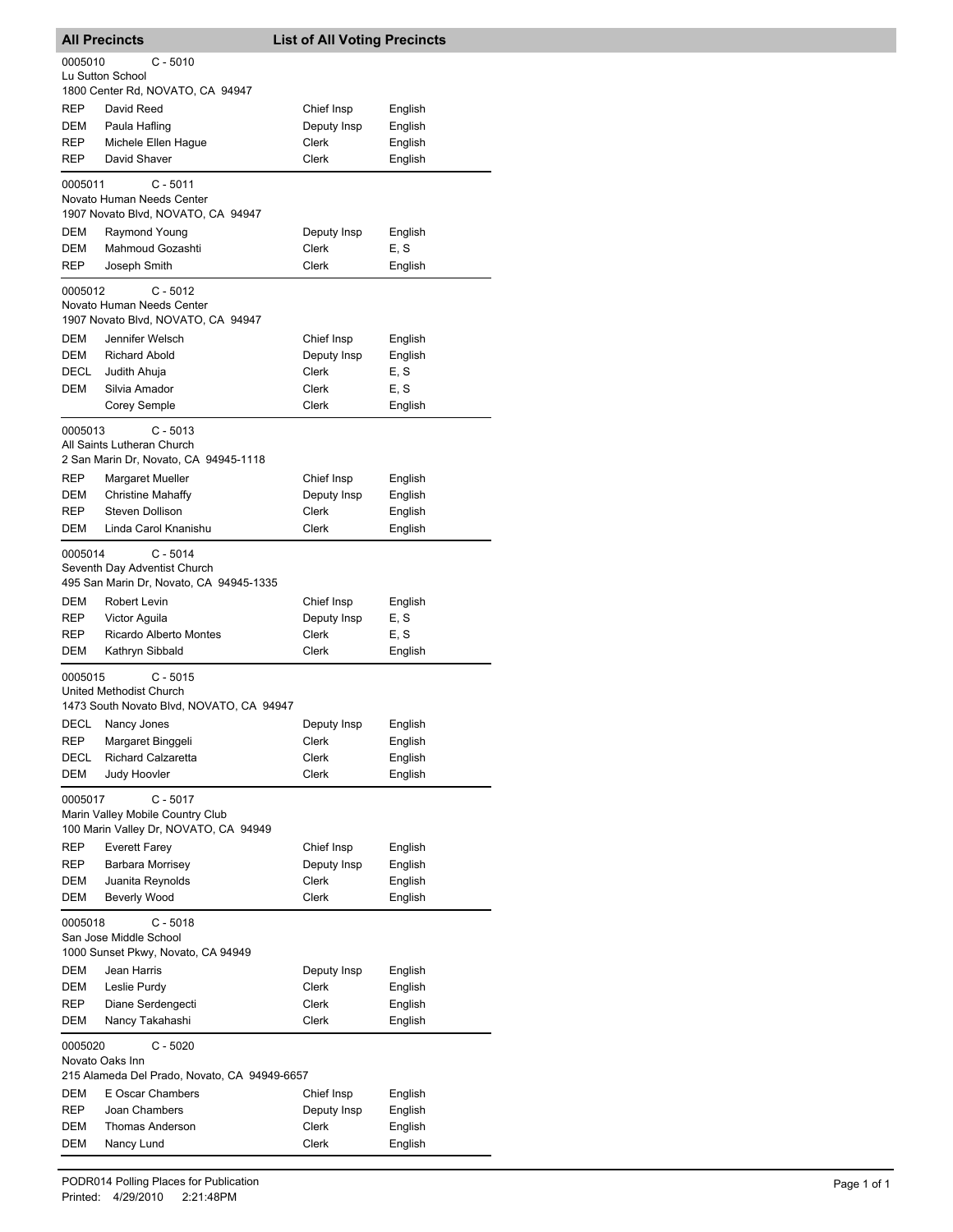## All Precincts — List of All Voting Precincts

**0005010** C - 5010
Lu Sutton School
1800 Center Rd, NOVATO, CA 94947

| Party | Name | Position | Language |
|---|---|---|---|
| REP | David Reed | Chief Insp | English |
| DEM | Paula Hafling | Deputy Insp | English |
| REP | Michele Ellen Hague | Clerk | English |
| REP | David Shaver | Clerk | English |

**0005011** C - 5011
Novato Human Needs Center
1907 Novato Blvd, NOVATO, CA 94947

| Party | Name | Position | Language |
|---|---|---|---|
| DEM | Raymond Young | Deputy Insp | English |
| DEM | Mahmoud Gozashti | Clerk | E, S |
| REP | Joseph Smith | Clerk | English |

**0005012** C - 5012
Novato Human Needs Center
1907 Novato Blvd, NOVATO, CA 94947

| Party | Name | Position | Language |
|---|---|---|---|
| DEM | Jennifer Welsch | Chief Insp | English |
| DEM | Richard Abold | Deputy Insp | English |
| DECL | Judith Ahuja | Clerk | E, S |
| DEM | Silvia Amador | Clerk | E, S |
| | Corey Semple | Clerk | English |

**0005013** C - 5013
All Saints Lutheran Church
2 San Marin Dr, Novato, CA 94945-1118

| Party | Name | Position | Language |
|---|---|---|---|
| REP | Margaret Mueller | Chief Insp | English |
| DEM | Christine Mahaffy | Deputy Insp | English |
| REP | Steven Dollison | Clerk | English |
| DEM | Linda Carol Knanishu | Clerk | English |

**0005014** C - 5014
Seventh Day Adventist Church
495 San Marin Dr, Novato, CA 94945-1335

| Party | Name | Position | Language |
|---|---|---|---|
| DEM | Robert Levin | Chief Insp | English |
| REP | Victor Aguila | Deputy Insp | E, S |
| REP | Ricardo Alberto Montes | Clerk | E, S |
| DEM | Kathryn Sibbald | Clerk | English |

**0005015** C - 5015
United Methodist Church
1473 South Novato Blvd, NOVATO, CA 94947

| Party | Name | Position | Language |
|---|---|---|---|
| DECL | Nancy Jones | Deputy Insp | English |
| REP | Margaret Binggeli | Clerk | English |
| DECL | Richard Calzaretta | Clerk | English |
| DEM | Judy Hoovler | Clerk | English |

**0005017** C - 5017
Marin Valley Mobile Country Club
100 Marin Valley Dr, NOVATO, CA 94949

| Party | Name | Position | Language |
|---|---|---|---|
| REP | Everett Farey | Chief Insp | English |
| REP | Barbara Morrisey | Deputy Insp | English |
| DEM | Juanita Reynolds | Clerk | English |
| DEM | Beverly Wood | Clerk | English |

**0005018** C - 5018
San Jose Middle School
1000 Sunset Pkwy, Novato, CA 94949

| Party | Name | Position | Language |
|---|---|---|---|
| DEM | Jean Harris | Deputy Insp | English |
| DEM | Leslie Purdy | Clerk | English |
| REP | Diane Serdengecti | Clerk | English |
| DEM | Nancy Takahashi | Clerk | English |

**0005020** C - 5020
Novato Oaks Inn
215 Alameda Del Prado, Novato, CA 94949-6657

| Party | Name | Position | Language |
|---|---|---|---|
| DEM | E Oscar Chambers | Chief Insp | English |
| REP | Joan Chambers | Deputy Insp | English |
| DEM | Thomas Anderson | Clerk | English |
| DEM | Nancy Lund | Clerk | English |

PODR014 Polling Places for Publication
Printed: 4/29/2010 2:21:48PM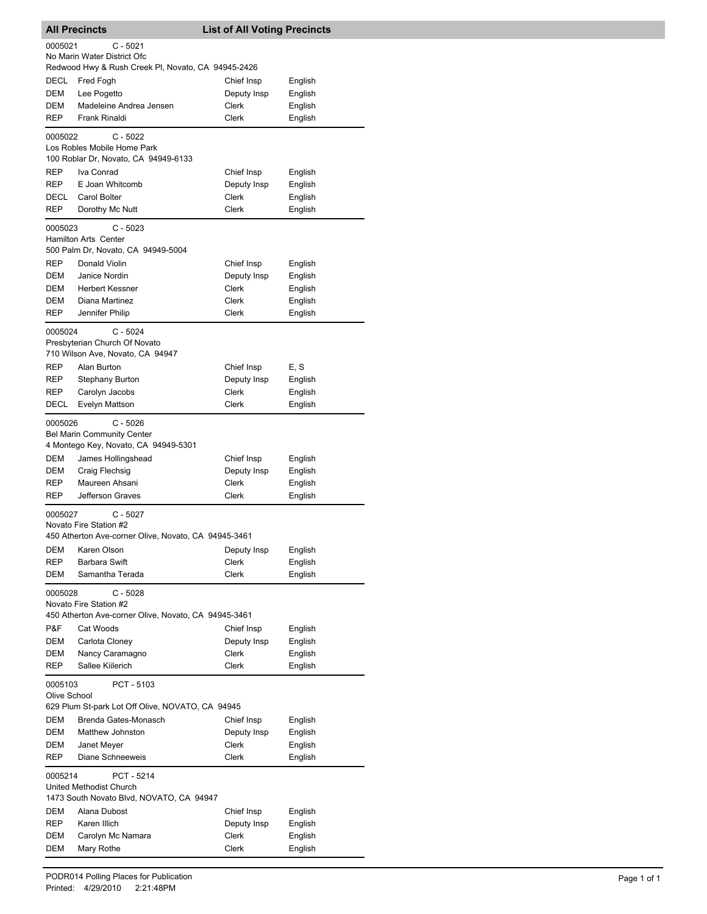## All Precincts — List of All Voting Precincts

0005021 C - 5021
No Marin Water District Ofc
Redwood Hwy & Rush Creek Pl, Novato, CA 94945-2426

| | | | |
|---|---|---|---|
| DECL | Fred Fogh | Chief Insp | English |
| DEM | Lee Pogetto | Deputy Insp | English |
| DEM | Madeleine Andrea Jensen | Clerk | English |
| REP | Frank Rinaldi | Clerk | English |

0005022 C - 5022
Los Robles Mobile Home Park
100 Roblar Dr, Novato, CA 94949-6133

| | | | |
|---|---|---|---|
| REP | Iva Conrad | Chief Insp | English |
| REP | E Joan Whitcomb | Deputy Insp | English |
| DECL | Carol Bolter | Clerk | English |
| REP | Dorothy Mc Nutt | Clerk | English |

0005023 C - 5023
Hamilton Arts Center
500 Palm Dr, Novato, CA 94949-5004

| | | | |
|---|---|---|---|
| REP | Donald Violin | Chief Insp | English |
| DEM | Janice Nordin | Deputy Insp | English |
| DEM | Herbert Kessner | Clerk | English |
| DEM | Diana Martinez | Clerk | English |
| REP | Jennifer Philip | Clerk | English |

0005024 C - 5024
Presbyterian Church Of Novato
710 Wilson Ave, Novato, CA 94947

| | | | |
|---|---|---|---|
| REP | Alan Burton | Chief Insp | E, S |
| REP | Stephany Burton | Deputy Insp | English |
| REP | Carolyn Jacobs | Clerk | English |
| DECL | Evelyn Mattson | Clerk | English |

0005026 C - 5026
Bel Marin Community Center
4 Montego Key, Novato, CA 94949-5301

| | | | |
|---|---|---|---|
| DEM | James Hollingshead | Chief Insp | English |
| DEM | Craig Flechsig | Deputy Insp | English |
| REP | Maureen Ahsani | Clerk | English |
| REP | Jefferson Graves | Clerk | English |

0005027 C - 5027
Novato Fire Station #2
450 Atherton Ave-corner Olive, Novato, CA 94945-3461

| | | | |
|---|---|---|---|
| DEM | Karen Olson | Deputy Insp | English |
| REP | Barbara Swift | Clerk | English |
| DEM | Samantha Terada | Clerk | English |

0005028 C - 5028
Novato Fire Station #2
450 Atherton Ave-corner Olive, Novato, CA 94945-3461

| | | | |
|---|---|---|---|
| P&F | Cat Woods | Chief Insp | English |
| DEM | Carlota Cloney | Deputy Insp | English |
| DEM | Nancy Caramagno | Clerk | English |
| REP | Sallee Kiilerich | Clerk | English |

0005103 PCT - 5103
Olive School
629 Plum St-park Lot Off Olive, NOVATO, CA 94945

| | | | |
|---|---|---|---|
| DEM | Brenda Gates-Monasch | Chief Insp | English |
| DEM | Matthew Johnston | Deputy Insp | English |
| DEM | Janet Meyer | Clerk | English |
| REP | Diane Schneeweis | Clerk | English |

0005214 PCT - 5214
United Methodist Church
1473 South Novato Blvd, NOVATO, CA 94947

| | | | |
|---|---|---|---|
| DEM | Alana Dubost | Chief Insp | English |
| REP | Karen Illich | Deputy Insp | English |
| DEM | Carolyn Mc Namara | Clerk | English |
| DEM | Mary Rothe | Clerk | English |

PODR014 Polling Places for Publication
Printed: 4/29/2010 2:21:48PM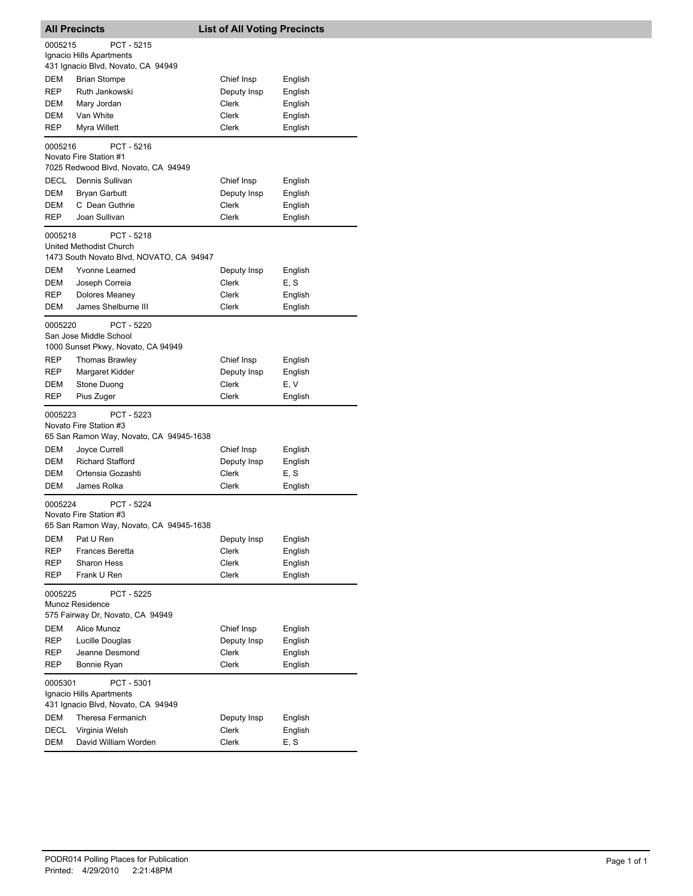## All Precincts — List of All Voting Precincts

**0005215 PCT - 5215**
Ignacio Hills Apartments
431 Ignacio Blvd, Novato, CA 94949

| | | | |
|---|---|---|---|
| DEM | Brian Stompe | Chief Insp | English |
| REP | Ruth Jankowski | Deputy Insp | English |
| DEM | Mary Jordan | Clerk | English |
| DEM | Van White | Clerk | English |
| REP | Myra Willett | Clerk | English |

**0005216 PCT - 5216**
Novato Fire Station #1
7025 Redwood Blvd, Novato, CA 94949

| | | | |
|---|---|---|---|
| DECL | Dennis Sullivan | Chief Insp | English |
| DEM | Bryan Garbutt | Deputy Insp | English |
| DEM | C Dean Guthrie | Clerk | English |
| REP | Joan Sullivan | Clerk | English |

**0005218 PCT - 5218**
United Methodist Church
1473 South Novato Blvd, NOVATO, CA 94947

| | | | |
|---|---|---|---|
| DEM | Yvonne Learned | Deputy Insp | English |
| DEM | Joseph Correia | Clerk | E, S |
| REP | Dolores Meaney | Clerk | English |
| DEM | James Shelburne III | Clerk | English |

**0005220 PCT - 5220**
San Jose Middle School
1000 Sunset Pkwy, Novato, CA 94949

| | | | |
|---|---|---|---|
| REP | Thomas Brawley | Chief Insp | English |
| REP | Margaret Kidder | Deputy Insp | English |
| DEM | Stone Duong | Clerk | E, V |
| REP | Pius Zuger | Clerk | English |

**0005223 PCT - 5223**
Novato Fire Station #3
65 San Ramon Way, Novato, CA 94945-1638

| | | | |
|---|---|---|---|
| DEM | Joyce Currell | Chief Insp | English |
| DEM | Richard Stafford | Deputy Insp | English |
| DEM | Ortensia Gozashti | Clerk | E, S |
| DEM | James Rolka | Clerk | English |

**0005224 PCT - 5224**
Novato Fire Station #3
65 San Ramon Way, Novato, CA 94945-1638

| | | | |
|---|---|---|---|
| DEM | Pat U Ren | Deputy Insp | English |
| REP | Frances Beretta | Clerk | English |
| REP | Sharon Hess | Clerk | English |
| REP | Frank U Ren | Clerk | English |

**0005225 PCT - 5225**
Munoz Residence
575 Fairway Dr, Novato, CA 94949

| | | | |
|---|---|---|---|
| DEM | Alice Munoz | Chief Insp | English |
| REP | Lucille Douglas | Deputy Insp | English |
| REP | Jeanne Desmond | Clerk | English |
| REP | Bonnie Ryan | Clerk | English |

**0005301 PCT - 5301**
Ignacio Hills Apartments
431 Ignacio Blvd, Novato, CA 94949

| | | | |
|---|---|---|---|
| DEM | Theresa Fermanich | Deputy Insp | English |
| DECL | Virginia Welsh | Clerk | English |
| DEM | David William Worden | Clerk | E, S |

PODR014 Polling Places for Publication
Printed: 4/29/2010 2:21:48PM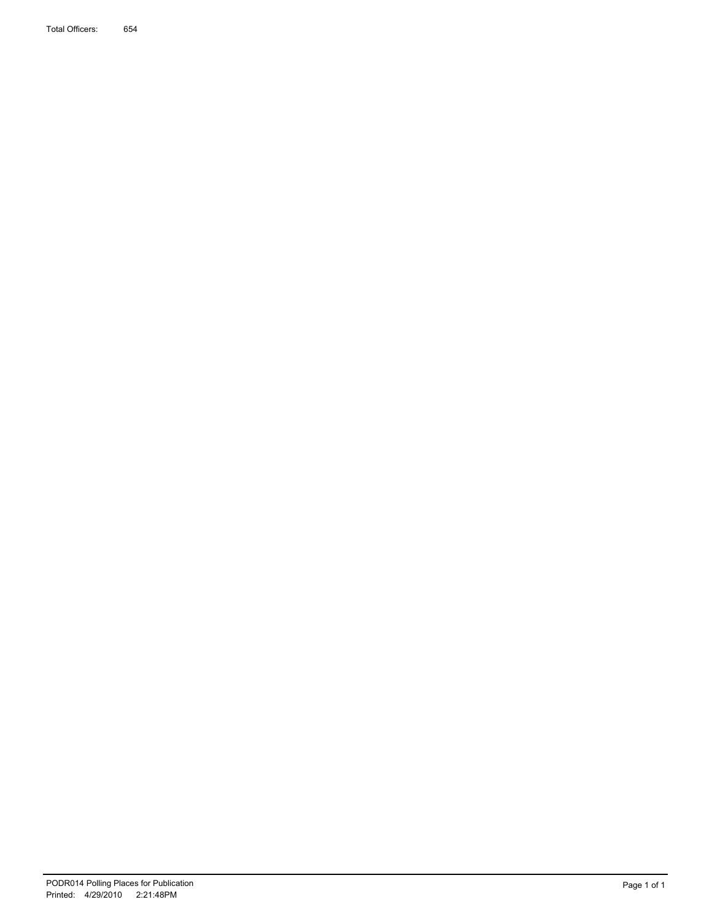Total Officers: 654